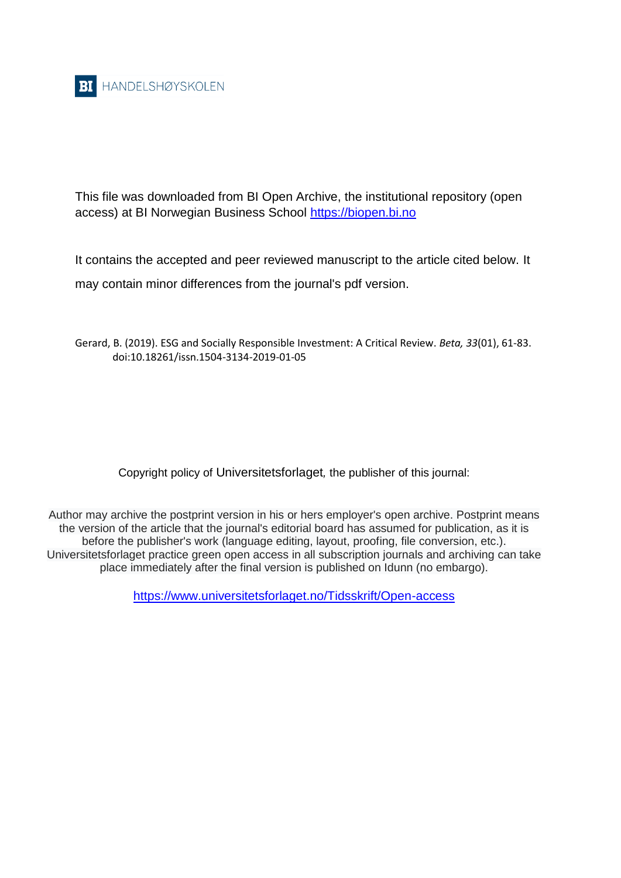BI HANDELSHØYSKOLEN

This file was downloaded from BI Open Archive, the institutional repository (open access) at BI Norwegian Business School https://biopen.bi.no

It contains the accepted and peer reviewed manuscript to the article cited below. It may contain minor differences from the journal's pdf version.

Gerard, B. (2019). ESG and Socially Responsible Investment: A Critical Review. *Beta, 33*(01), 61-83. doi:10.18261/issn.1504-3134-2019-01-05

Copyright policy of Universitetsforlaget, the publisher of this journal:

Author may archive the postprint version in his or hers employer's open archive. Postprint means the version of the article that the journal's editorial board has assumed for publication, as it is before the publisher's work (language editing, layout, proofing, file conversion, etc.). Universitetsforlaget practice green open access in all subscription journals and archiving can take place immediately after the final version is published on Idunn (no embargo).

https://www.universitetsforlaget.no/Tidsskrift/Open-access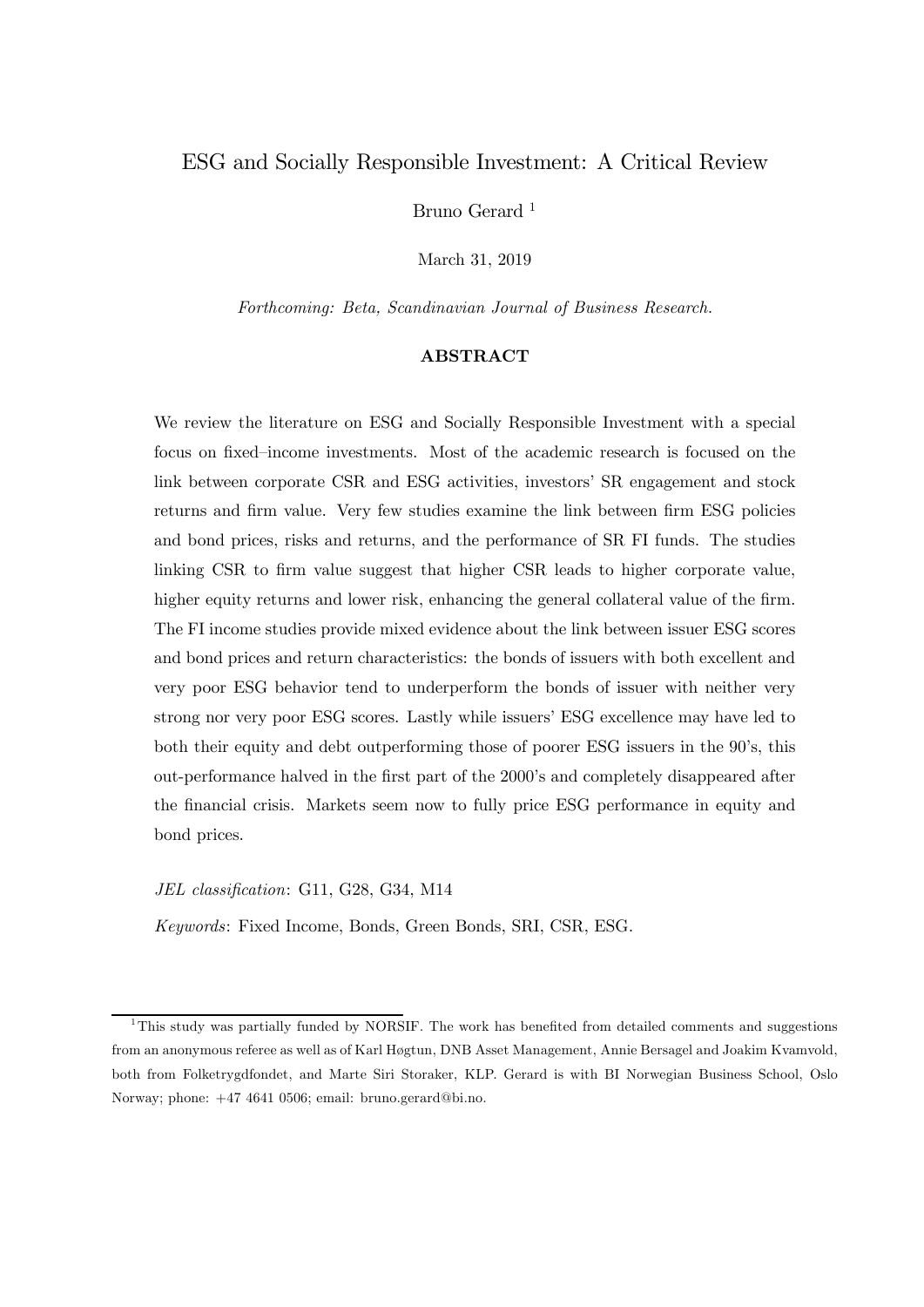# ESG and Socially Responsible Investment: A Critical Review

Bruno Gerard [1]

March 31, 2019

*Forthcoming: Beta, Scandinavian Journal of Business Research.*

## ABSTRACT

We review the literature on ESG and Socially Responsible Investment with a special focus on fixed–income investments. Most of the academic research is focused on the link between corporate CSR and ESG activities, investors' SR engagement and stock returns and firm value. Very few studies examine the link between firm ESG policies and bond prices, risks and returns, and the performance of SR FI funds. The studies linking CSR to firm value suggest that higher CSR leads to higher corporate value, higher equity returns and lower risk, enhancing the general collateral value of the firm. The FI income studies provide mixed evidence about the link between issuer ESG scores and bond prices and return characteristics: the bonds of issuers with both excellent and very poor ESG behavior tend to underperform the bonds of issuer with neither very strong nor very poor ESG scores. Lastly while issuers' ESG excellence may have led to both their equity and debt outperforming those of poorer ESG issuers in the 90's, this out-performance halved in the first part of the 2000's and completely disappeared after the financial crisis. Markets seem now to fully price ESG performance in equity and bond prices.

*JEL classification*: G11, G28, G34, M14

*Keywords*: Fixed Income, Bonds, Green Bonds, SRI, CSR, ESG.

---

[1] This study was partially funded by NORSIF. The work has benefited from detailed comments and suggestions from an anonymous referee as well as of Karl Høgtun, DNB Asset Management, Annie Bersagel and Joakim Kvamvold, both from Folketrygdfondet, and Marte Siri Storaker, KLP. Gerard is with BI Norwegian Business School, Oslo Norway; phone: +47 4641 0506; email: bruno.gerard@bi.no.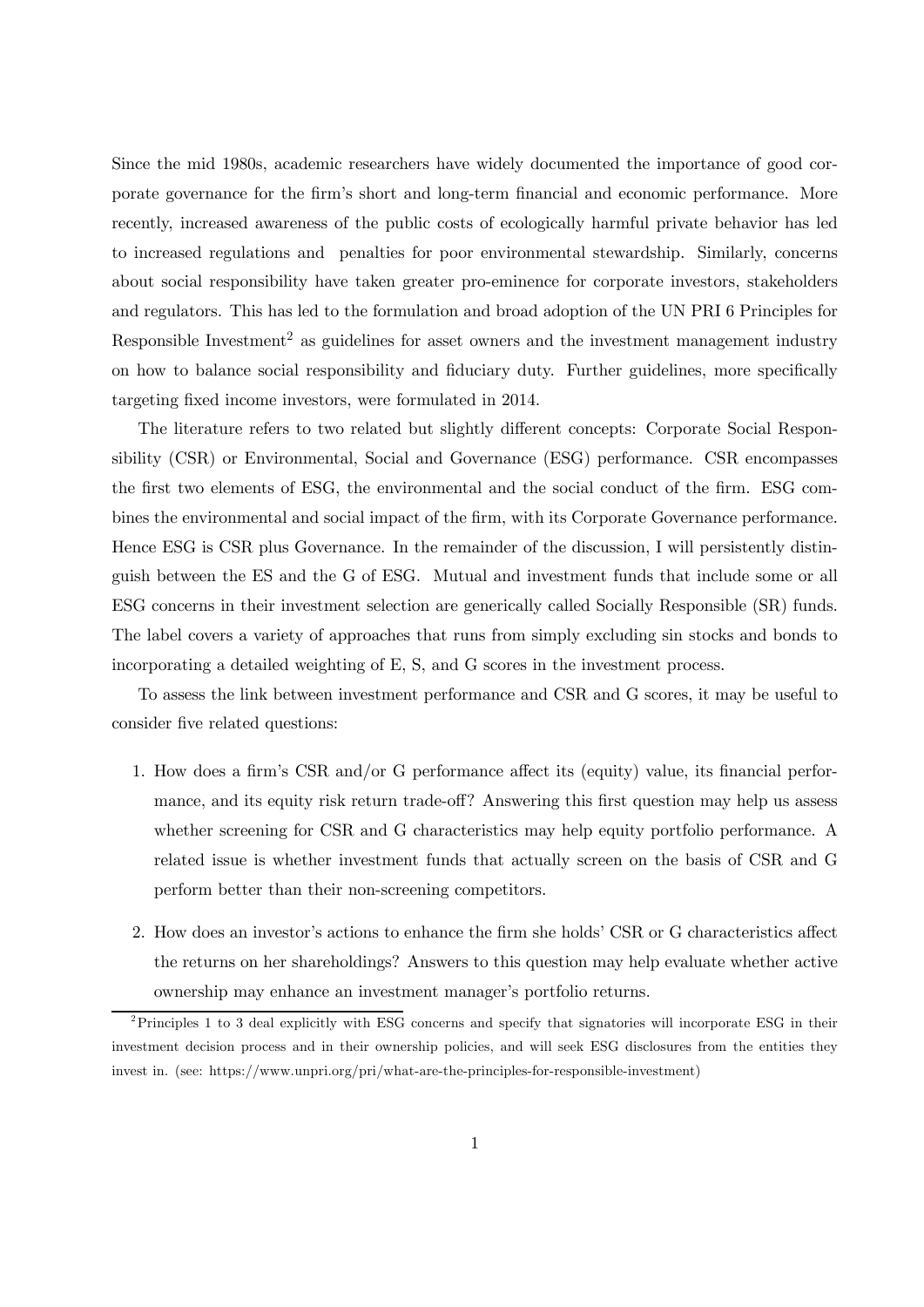Since the mid 1980s, academic researchers have widely documented the importance of good corporate governance for the firm's short and long-term financial and economic performance. More recently, increased awareness of the public costs of ecologically harmful private behavior has led to increased regulations and penalties for poor environmental stewardship. Similarly, concerns about social responsibility have taken greater pro-eminence for corporate investors, stakeholders and regulators. This has led to the formulation and broad adoption of the UN PRI 6 Principles for Responsible Investment[2] as guidelines for asset owners and the investment management industry on how to balance social responsibility and fiduciary duty. Further guidelines, more specifically targeting fixed income investors, were formulated in 2014.

The literature refers to two related but slightly different concepts: Corporate Social Responsibility (CSR) or Environmental, Social and Governance (ESG) performance. CSR encompasses the first two elements of ESG, the environmental and the social conduct of the firm. ESG combines the environmental and social impact of the firm, with its Corporate Governance performance. Hence ESG is CSR plus Governance. In the remainder of the discussion, I will persistently distinguish between the ES and the G of ESG. Mutual and investment funds that include some or all ESG concerns in their investment selection are generically called Socially Responsible (SR) funds. The label covers a variety of approaches that runs from simply excluding sin stocks and bonds to incorporating a detailed weighting of E, S, and G scores in the investment process.

To assess the link between investment performance and CSR and G scores, it may be useful to consider five related questions:

1. How does a firm's CSR and/or G performance affect its (equity) value, its financial performance, and its equity risk return trade-off? Answering this first question may help us assess whether screening for CSR and G characteristics may help equity portfolio performance. A related issue is whether investment funds that actually screen on the basis of CSR and G perform better than their non-screening competitors.

2. How does an investor's actions to enhance the firm she holds' CSR or G characteristics affect the returns on her shareholdings? Answers to this question may help evaluate whether active ownership may enhance an investment manager's portfolio returns.

[2] Principles 1 to 3 deal explicitly with ESG concerns and specify that signatories will incorporate ESG in their investment decision process and in their ownership policies, and will seek ESG disclosures from the entities they invest in. (see: https://www.unpri.org/pri/what-are-the-principles-for-responsible-investment)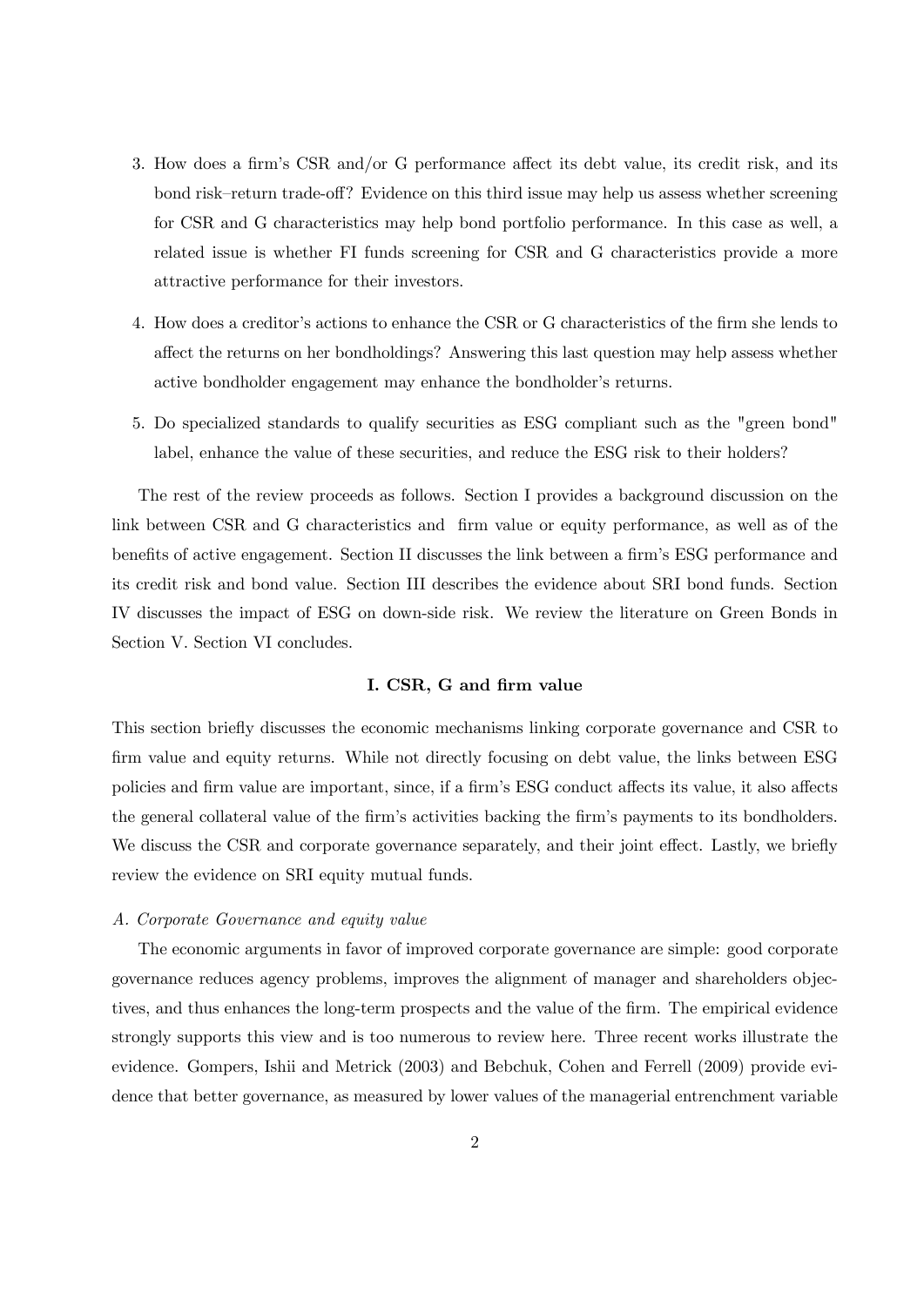3. How does a firm's CSR and/or G performance affect its debt value, its credit risk, and its bond risk–return trade-off? Evidence on this third issue may help us assess whether screening for CSR and G characteristics may help bond portfolio performance. In this case as well, a related issue is whether FI funds screening for CSR and G characteristics provide a more attractive performance for their investors.
4. How does a creditor's actions to enhance the CSR or G characteristics of the firm she lends to affect the returns on her bondholdings? Answering this last question may help assess whether active bondholder engagement may enhance the bondholder's returns.
5. Do specialized standards to qualify securities as ESG compliant such as the "green bond" label, enhance the value of these securities, and reduce the ESG risk to their holders?

The rest of the review proceeds as follows. Section I provides a background discussion on the link between CSR and G characteristics and firm value or equity performance, as well as of the benefits of active engagement. Section II discusses the link between a firm's ESG performance and its credit risk and bond value. Section III describes the evidence about SRI bond funds. Section IV discusses the impact of ESG on down-side risk. We review the literature on Green Bonds in Section V. Section VI concludes.

## I. CSR, G and firm value

This section briefly discusses the economic mechanisms linking corporate governance and CSR to firm value and equity returns. While not directly focusing on debt value, the links between ESG policies and firm value are important, since, if a firm's ESG conduct affects its value, it also affects the general collateral value of the firm's activities backing the firm's payments to its bondholders. We discuss the CSR and corporate governance separately, and their joint effect. Lastly, we briefly review the evidence on SRI equity mutual funds.

### *A. Corporate Governance and equity value*

The economic arguments in favor of improved corporate governance are simple: good corporate governance reduces agency problems, improves the alignment of manager and shareholders objectives, and thus enhances the long-term prospects and the value of the firm. The empirical evidence strongly supports this view and is too numerous to review here. Three recent works illustrate the evidence. Gompers, Ishii and Metrick (2003) and Bebchuk, Cohen and Ferrell (2009) provide evidence that better governance, as measured by lower values of the managerial entrenchment variable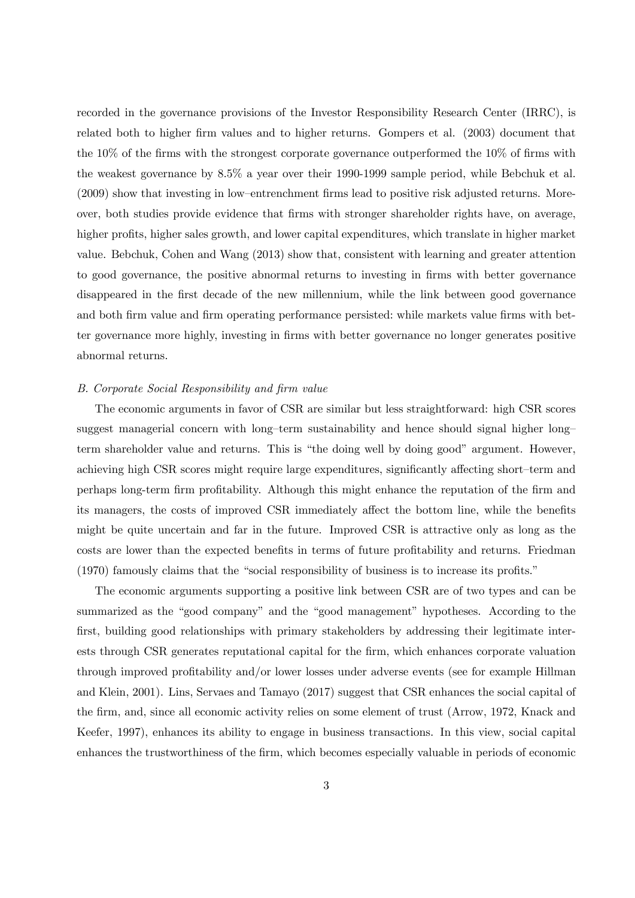recorded in the governance provisions of the Investor Responsibility Research Center (IRRC), is related both to higher firm values and to higher returns. Gompers et al. (2003) document that the 10% of the firms with the strongest corporate governance outperformed the 10% of firms with the weakest governance by 8.5% a year over their 1990-1999 sample period, while Bebchuk et al. (2009) show that investing in low–entrenchment firms lead to positive risk adjusted returns. Moreover, both studies provide evidence that firms with stronger shareholder rights have, on average, higher profits, higher sales growth, and lower capital expenditures, which translate in higher market value. Bebchuk, Cohen and Wang (2013) show that, consistent with learning and greater attention to good governance, the positive abnormal returns to investing in firms with better governance disappeared in the first decade of the new millennium, while the link between good governance and both firm value and firm operating performance persisted: while markets value firms with better governance more highly, investing in firms with better governance no longer generates positive abnormal returns.

*B. Corporate Social Responsibility and firm value*

The economic arguments in favor of CSR are similar but less straightforward: high CSR scores suggest managerial concern with long–term sustainability and hence should signal higher long–term shareholder value and returns. This is "the doing well by doing good" argument. However, achieving high CSR scores might require large expenditures, significantly affecting short–term and perhaps long-term firm profitability. Although this might enhance the reputation of the firm and its managers, the costs of improved CSR immediately affect the bottom line, while the benefits might be quite uncertain and far in the future. Improved CSR is attractive only as long as the costs are lower than the expected benefits in terms of future profitability and returns. Friedman (1970) famously claims that the "social responsibility of business is to increase its profits."

The economic arguments supporting a positive link between CSR are of two types and can be summarized as the "good company" and the "good management" hypotheses. According to the first, building good relationships with primary stakeholders by addressing their legitimate interests through CSR generates reputational capital for the firm, which enhances corporate valuation through improved profitability and/or lower losses under adverse events (see for example Hillman and Klein, 2001). Lins, Servaes and Tamayo (2017) suggest that CSR enhances the social capital of the firm, and, since all economic activity relies on some element of trust (Arrow, 1972, Knack and Keefer, 1997), enhances its ability to engage in business transactions. In this view, social capital enhances the trustworthiness of the firm, which becomes especially valuable in periods of economic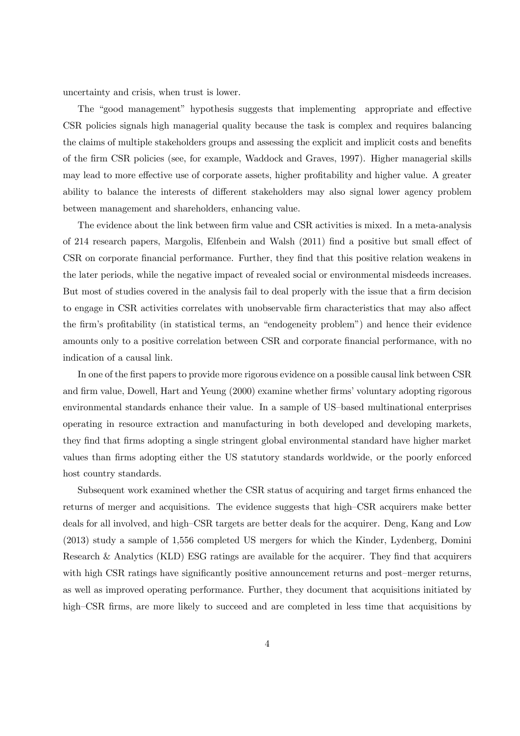uncertainty and crisis, when trust is lower.

The "good management" hypothesis suggests that implementing appropriate and effective CSR policies signals high managerial quality because the task is complex and requires balancing the claims of multiple stakeholders groups and assessing the explicit and implicit costs and benefits of the firm CSR policies (see, for example, Waddock and Graves, 1997). Higher managerial skills may lead to more effective use of corporate assets, higher profitability and higher value. A greater ability to balance the interests of different stakeholders may also signal lower agency problem between management and shareholders, enhancing value.

The evidence about the link between firm value and CSR activities is mixed. In a meta-analysis of 214 research papers, Margolis, Elfenbein and Walsh (2011) find a positive but small effect of CSR on corporate financial performance. Further, they find that this positive relation weakens in the later periods, while the negative impact of revealed social or environmental misdeeds increases. But most of studies covered in the analysis fail to deal properly with the issue that a firm decision to engage in CSR activities correlates with unobservable firm characteristics that may also affect the firm's profitability (in statistical terms, an "endogeneity problem") and hence their evidence amounts only to a positive correlation between CSR and corporate financial performance, with no indication of a causal link.

In one of the first papers to provide more rigorous evidence on a possible causal link between CSR and firm value, Dowell, Hart and Yeung (2000) examine whether firms' voluntary adopting rigorous environmental standards enhance their value. In a sample of US–based multinational enterprises operating in resource extraction and manufacturing in both developed and developing markets, they find that firms adopting a single stringent global environmental standard have higher market values than firms adopting either the US statutory standards worldwide, or the poorly enforced host country standards.

Subsequent work examined whether the CSR status of acquiring and target firms enhanced the returns of merger and acquisitions. The evidence suggests that high–CSR acquirers make better deals for all involved, and high–CSR targets are better deals for the acquirer. Deng, Kang and Low (2013) study a sample of 1,556 completed US mergers for which the Kinder, Lydenberg, Domini Research & Analytics (KLD) ESG ratings are available for the acquirer. They find that acquirers with high CSR ratings have significantly positive announcement returns and post–merger returns, as well as improved operating performance. Further, they document that acquisitions initiated by high–CSR firms, are more likely to succeed and are completed in less time that acquisitions by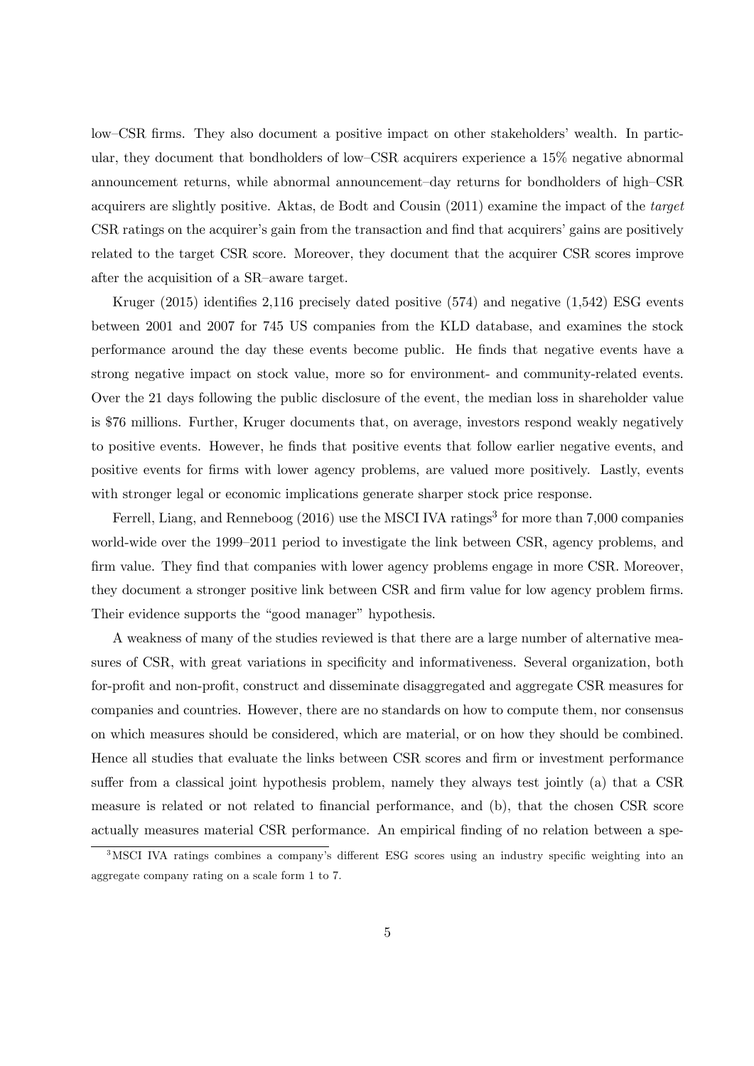low–CSR firms. They also document a positive impact on other stakeholders' wealth. In particular, they document that bondholders of low–CSR acquirers experience a 15% negative abnormal announcement returns, while abnormal announcement–day returns for bondholders of high–CSR acquirers are slightly positive. Aktas, de Bodt and Cousin (2011) examine the impact of the *target* CSR ratings on the acquirer's gain from the transaction and find that acquirers' gains are positively related to the target CSR score. Moreover, they document that the acquirer CSR scores improve after the acquisition of a SR–aware target.

Kruger (2015) identifies 2,116 precisely dated positive (574) and negative (1,542) ESG events between 2001 and 2007 for 745 US companies from the KLD database, and examines the stock performance around the day these events become public. He finds that negative events have a strong negative impact on stock value, more so for environment- and community-related events. Over the 21 days following the public disclosure of the event, the median loss in shareholder value is $76 millions. Further, Kruger documents that, on average, investors respond weakly negatively to positive events. However, he finds that positive events that follow earlier negative events, and positive events for firms with lower agency problems, are valued more positively. Lastly, events with stronger legal or economic implications generate sharper stock price response.

Ferrell, Liang, and Renneboog (2016) use the MSCI IVA ratings[3] for more than 7,000 companies world-wide over the 1999–2011 period to investigate the link between CSR, agency problems, and firm value. They find that companies with lower agency problems engage in more CSR. Moreover, they document a stronger positive link between CSR and firm value for low agency problem firms. Their evidence supports the "good manager" hypothesis.

A weakness of many of the studies reviewed is that there are a large number of alternative measures of CSR, with great variations in specificity and informativeness. Several organization, both for-profit and non-profit, construct and disseminate disaggregated and aggregate CSR measures for companies and countries. However, there are no standards on how to compute them, nor consensus on which measures should be considered, which are material, or on how they should be combined. Hence all studies that evaluate the links between CSR scores and firm or investment performance suffer from a classical joint hypothesis problem, namely they always test jointly (a) that a CSR measure is related or not related to financial performance, and (b), that the chosen CSR score actually measures material CSR performance. An empirical finding of no relation between a spe-

[3]MSCI IVA ratings combines a company's different ESG scores using an industry specific weighting into an aggregate company rating on a scale form 1 to 7.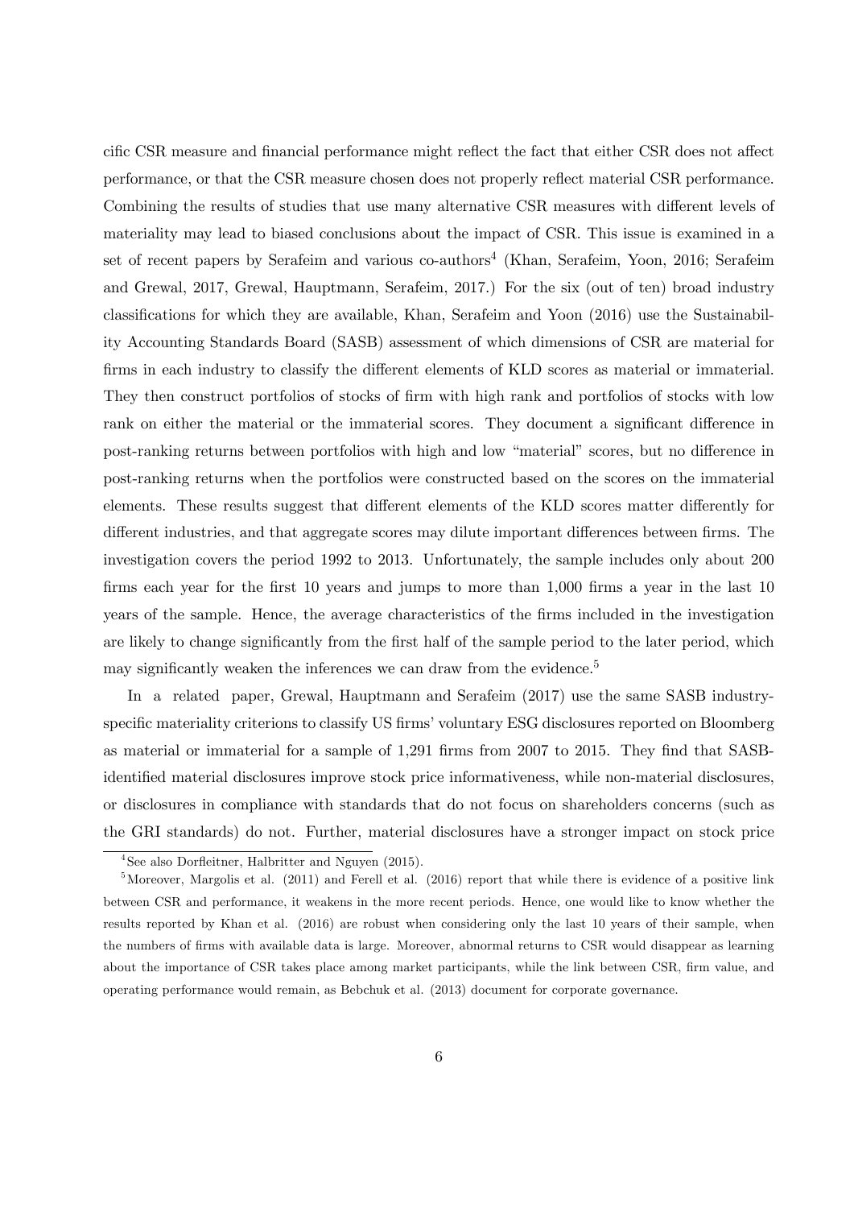cific CSR measure and financial performance might reflect the fact that either CSR does not affect performance, or that the CSR measure chosen does not properly reflect material CSR performance. Combining the results of studies that use many alternative CSR measures with different levels of materiality may lead to biased conclusions about the impact of CSR. This issue is examined in a set of recent papers by Serafeim and various co-authors[4] (Khan, Serafeim, Yoon, 2016; Serafeim and Grewal, 2017, Grewal, Hauptmann, Serafeim, 2017.) For the six (out of ten) broad industry classifications for which they are available, Khan, Serafeim and Yoon (2016) use the Sustainability Accounting Standards Board (SASB) assessment of which dimensions of CSR are material for firms in each industry to classify the different elements of KLD scores as material or immaterial. They then construct portfolios of stocks of firm with high rank and portfolios of stocks with low rank on either the material or the immaterial scores. They document a significant difference in post-ranking returns between portfolios with high and low "material" scores, but no difference in post-ranking returns when the portfolios were constructed based on the scores on the immaterial elements. These results suggest that different elements of the KLD scores matter differently for different industries, and that aggregate scores may dilute important differences between firms. The investigation covers the period 1992 to 2013. Unfortunately, the sample includes only about 200 firms each year for the first 10 years and jumps to more than 1,000 firms a year in the last 10 years of the sample. Hence, the average characteristics of the firms included in the investigation are likely to change significantly from the first half of the sample period to the later period, which may significantly weaken the inferences we can draw from the evidence.[5]

In a related paper, Grewal, Hauptmann and Serafeim (2017) use the same SASB industry-specific materiality criterions to classify US firms' voluntary ESG disclosures reported on Bloomberg as material or immaterial for a sample of 1,291 firms from 2007 to 2015. They find that SASB-identified material disclosures improve stock price informativeness, while non-material disclosures, or disclosures in compliance with standards that do not focus on shareholders concerns (such as the GRI standards) do not. Further, material disclosures have a stronger impact on stock price

[4] See also Dorfleitner, Halbritter and Nguyen (2015).

[5] Moreover, Margolis et al. (2011) and Ferell et al. (2016) report that while there is evidence of a positive link between CSR and performance, it weakens in the more recent periods. Hence, one would like to know whether the results reported by Khan et al. (2016) are robust when considering only the last 10 years of their sample, when the numbers of firms with available data is large. Moreover, abnormal returns to CSR would disappear as learning about the importance of CSR takes place among market participants, while the link between CSR, firm value, and operating performance would remain, as Bebchuk et al. (2013) document for corporate governance.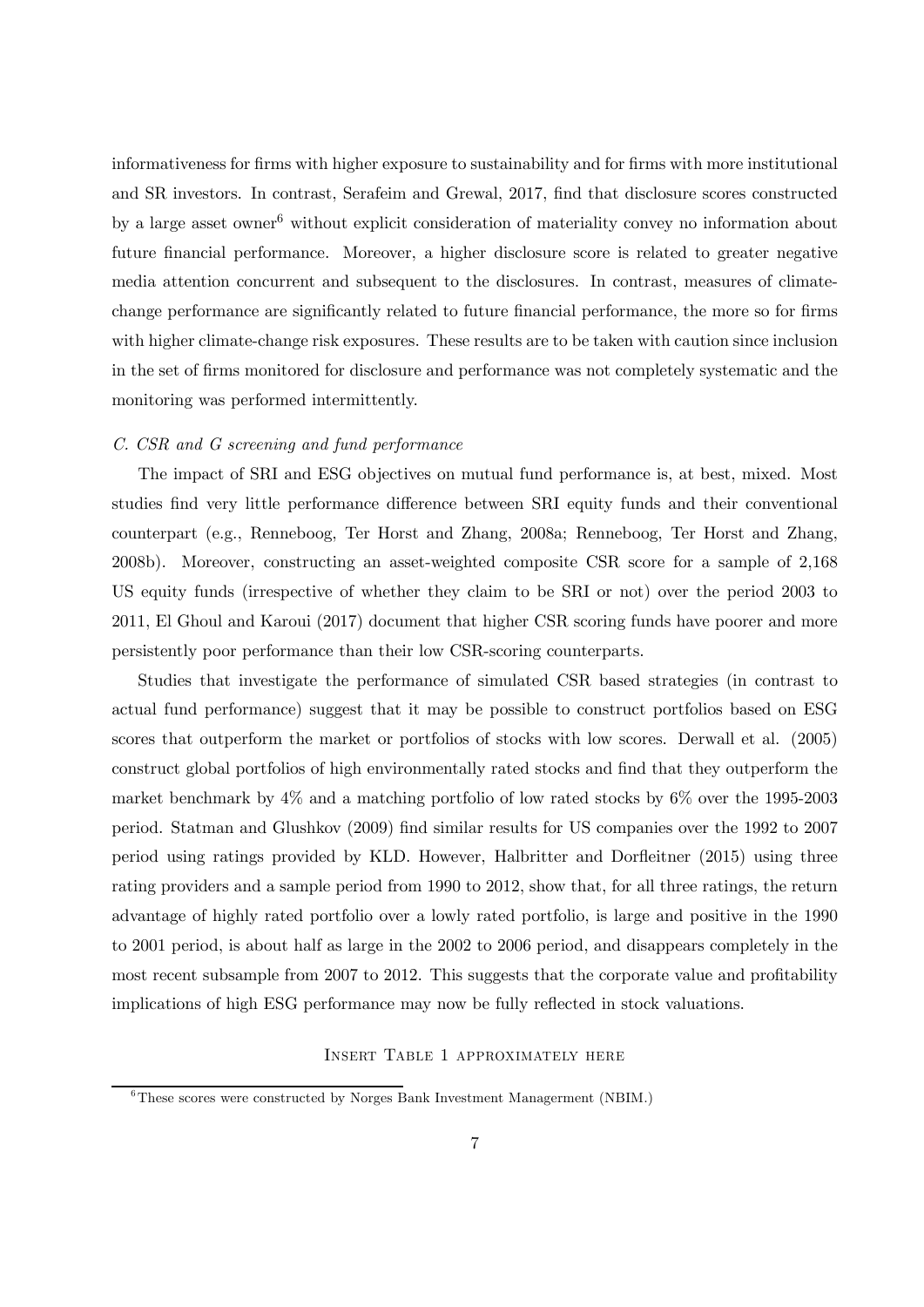informativeness for firms with higher exposure to sustainability and for firms with more institutional and SR investors. In contrast, Serafeim and Grewal, 2017, find that disclosure scores constructed by a large asset owner[6] without explicit consideration of materiality convey no information about future financial performance. Moreover, a higher disclosure score is related to greater negative media attention concurrent and subsequent to the disclosures. In contrast, measures of climate-change performance are significantly related to future financial performance, the more so for firms with higher climate-change risk exposures. These results are to be taken with caution since inclusion in the set of firms monitored for disclosure and performance was not completely systematic and the monitoring was performed intermittently.

*C. CSR and G screening and fund performance*

The impact of SRI and ESG objectives on mutual fund performance is, at best, mixed. Most studies find very little performance difference between SRI equity funds and their conventional counterpart (e.g., Renneboog, Ter Horst and Zhang, 2008a; Renneboog, Ter Horst and Zhang, 2008b). Moreover, constructing an asset-weighted composite CSR score for a sample of 2,168 US equity funds (irrespective of whether they claim to be SRI or not) over the period 2003 to 2011, El Ghoul and Karoui (2017) document that higher CSR scoring funds have poorer and more persistently poor performance than their low CSR-scoring counterparts.

Studies that investigate the performance of simulated CSR based strategies (in contrast to actual fund performance) suggest that it may be possible to construct portfolios based on ESG scores that outperform the market or portfolios of stocks with low scores. Derwall et al. (2005) construct global portfolios of high environmentally rated stocks and find that they outperform the market benchmark by 4% and a matching portfolio of low rated stocks by 6% over the 1995-2003 period. Statman and Glushkov (2009) find similar results for US companies over the 1992 to 2007 period using ratings provided by KLD. However, Halbritter and Dorfleitner (2015) using three rating providers and a sample period from 1990 to 2012, show that, for all three ratings, the return advantage of highly rated portfolio over a lowly rated portfolio, is large and positive in the 1990 to 2001 period, is about half as large in the 2002 to 2006 period, and disappears completely in the most recent subsample from 2007 to 2012. This suggests that the corporate value and profitability implications of high ESG performance may now be fully reflected in stock valuations.

Insert Table 1 approximately here

[6] These scores were constructed by Norges Bank Investment Managerment (NBIM.)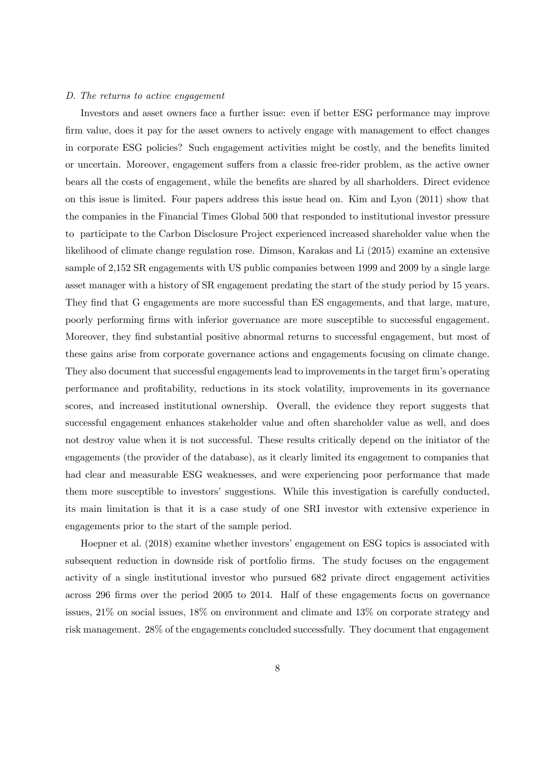*D. The returns to active engagement*

Investors and asset owners face a further issue: even if better ESG performance may improve firm value, does it pay for the asset owners to actively engage with management to effect changes in corporate ESG policies? Such engagement activities might be costly, and the benefits limited or uncertain. Moreover, engagement suffers from a classic free-rider problem, as the active owner bears all the costs of engagement, while the benefits are shared by all sharholders. Direct evidence on this issue is limited. Four papers address this issue head on. Kim and Lyon (2011) show that the companies in the Financial Times Global 500 that responded to institutional investor pressure to participate to the Carbon Disclosure Project experienced increased shareholder value when the likelihood of climate change regulation rose. Dimson, Karakas and Li (2015) examine an extensive sample of 2,152 SR engagements with US public companies between 1999 and 2009 by a single large asset manager with a history of SR engagement predating the start of the study period by 15 years. They find that G engagements are more successful than ES engagements, and that large, mature, poorly performing firms with inferior governance are more susceptible to successful engagement. Moreover, they find substantial positive abnormal returns to successful engagement, but most of these gains arise from corporate governance actions and engagements focusing on climate change. They also document that successful engagements lead to improvements in the target firm's operating performance and profitability, reductions in its stock volatility, improvements in its governance scores, and increased institutional ownership. Overall, the evidence they report suggests that successful engagement enhances stakeholder value and often shareholder value as well, and does not destroy value when it is not successful. These results critically depend on the initiator of the engagements (the provider of the database), as it clearly limited its engagement to companies that had clear and measurable ESG weaknesses, and were experiencing poor performance that made them more susceptible to investors' suggestions. While this investigation is carefully conducted, its main limitation is that it is a case study of one SRI investor with extensive experience in engagements prior to the start of the sample period.

Hoepner et al. (2018) examine whether investors' engagement on ESG topics is associated with subsequent reduction in downside risk of portfolio firms. The study focuses on the engagement activity of a single institutional investor who pursued 682 private direct engagement activities across 296 firms over the period 2005 to 2014. Half of these engagements focus on governance issues, 21% on social issues, 18% on environment and climate and 13% on corporate strategy and risk management. 28% of the engagements concluded successfully. They document that engagement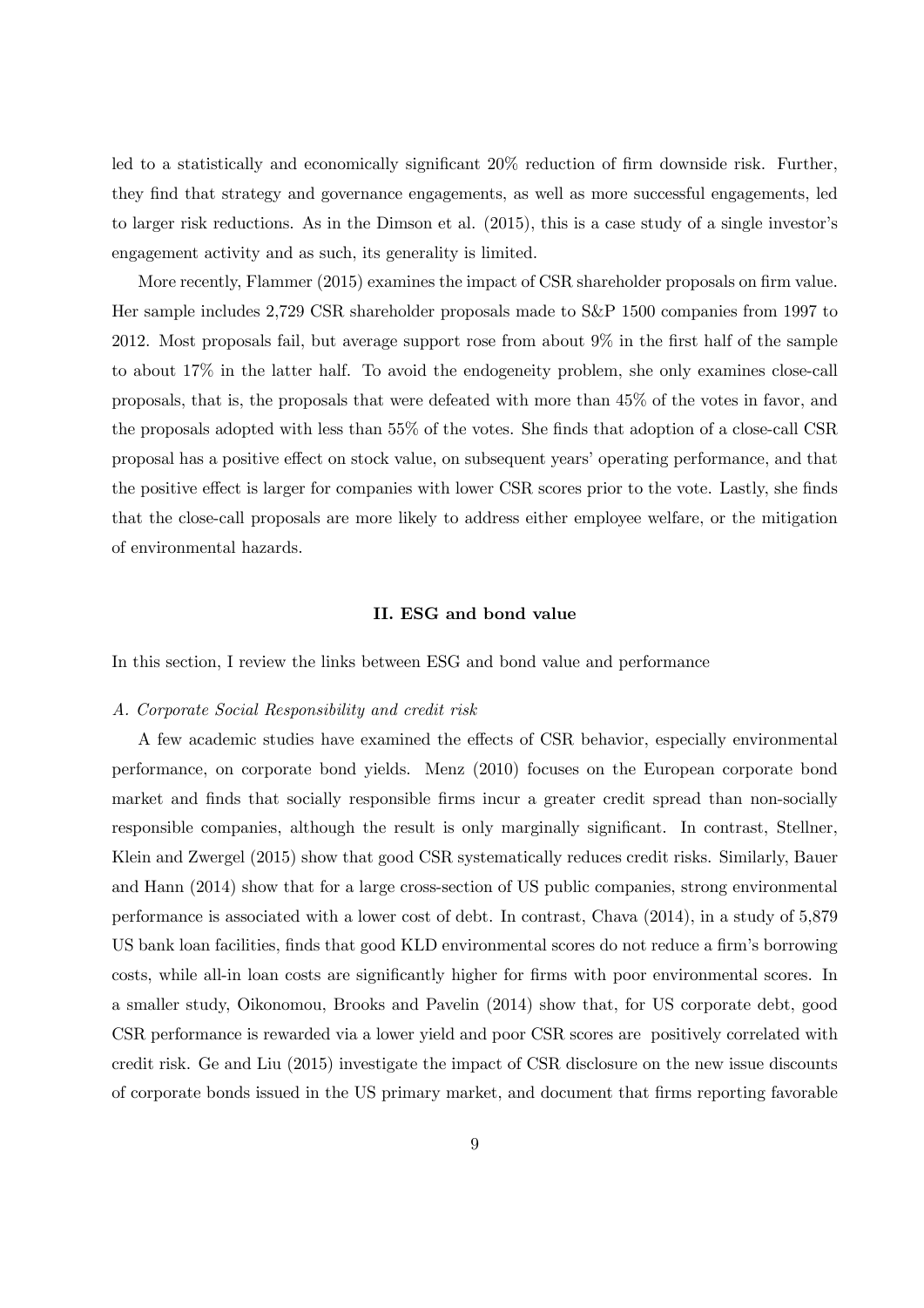led to a statistically and economically significant 20% reduction of firm downside risk. Further, they find that strategy and governance engagements, as well as more successful engagements, led to larger risk reductions. As in the Dimson et al. (2015), this is a case study of a single investor's engagement activity and as such, its generality is limited.

More recently, Flammer (2015) examines the impact of CSR shareholder proposals on firm value. Her sample includes 2,729 CSR shareholder proposals made to S&P 1500 companies from 1997 to 2012. Most proposals fail, but average support rose from about 9% in the first half of the sample to about 17% in the latter half. To avoid the endogeneity problem, she only examines close-call proposals, that is, the proposals that were defeated with more than 45% of the votes in favor, and the proposals adopted with less than 55% of the votes. She finds that adoption of a close-call CSR proposal has a positive effect on stock value, on subsequent years' operating performance, and that the positive effect is larger for companies with lower CSR scores prior to the vote. Lastly, she finds that the close-call proposals are more likely to address either employee welfare, or the mitigation of environmental hazards.

## II. ESG and bond value

In this section, I review the links between ESG and bond value and performance

### *A. Corporate Social Responsibility and credit risk*

A few academic studies have examined the effects of CSR behavior, especially environmental performance, on corporate bond yields. Menz (2010) focuses on the European corporate bond market and finds that socially responsible firms incur a greater credit spread than non-socially responsible companies, although the result is only marginally significant. In contrast, Stellner, Klein and Zwergel (2015) show that good CSR systematically reduces credit risks. Similarly, Bauer and Hann (2014) show that for a large cross-section of US public companies, strong environmental performance is associated with a lower cost of debt. In contrast, Chava (2014), in a study of 5,879 US bank loan facilities, finds that good KLD environmental scores do not reduce a firm's borrowing costs, while all-in loan costs are significantly higher for firms with poor environmental scores. In a smaller study, Oikonomou, Brooks and Pavelin (2014) show that, for US corporate debt, good CSR performance is rewarded via a lower yield and poor CSR scores are positively correlated with credit risk. Ge and Liu (2015) investigate the impact of CSR disclosure on the new issue discounts of corporate bonds issued in the US primary market, and document that firms reporting favorable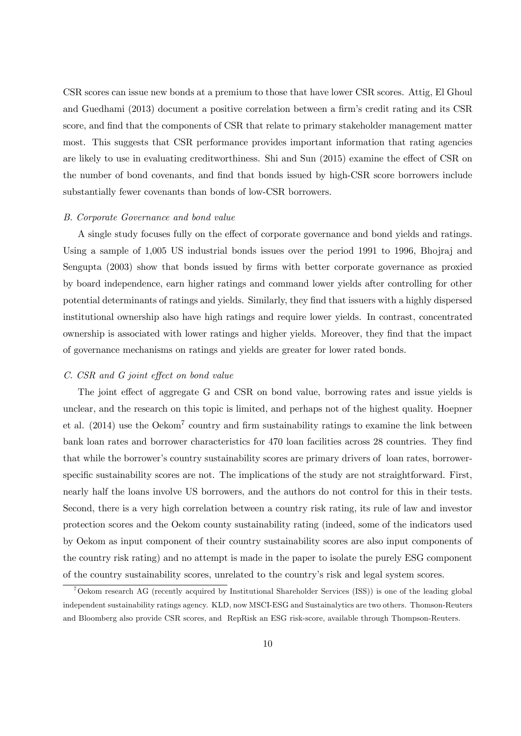CSR scores can issue new bonds at a premium to those that have lower CSR scores. Attig, El Ghoul and Guedhami (2013) document a positive correlation between a firm's credit rating and its CSR score, and find that the components of CSR that relate to primary stakeholder management matter most. This suggests that CSR performance provides important information that rating agencies are likely to use in evaluating creditworthiness. Shi and Sun (2015) examine the effect of CSR on the number of bond covenants, and find that bonds issued by high-CSR score borrowers include substantially fewer covenants than bonds of low-CSR borrowers.

*B. Corporate Governance and bond value*

A single study focuses fully on the effect of corporate governance and bond yields and ratings. Using a sample of 1,005 US industrial bonds issues over the period 1991 to 1996, Bhojraj and Sengupta (2003) show that bonds issued by firms with better corporate governance as proxied by board independence, earn higher ratings and command lower yields after controlling for other potential determinants of ratings and yields. Similarly, they find that issuers with a highly dispersed institutional ownership also have high ratings and require lower yields. In contrast, concentrated ownership is associated with lower ratings and higher yields. Moreover, they find that the impact of governance mechanisms on ratings and yields are greater for lower rated bonds.

*C. CSR and G joint effect on bond value*

The joint effect of aggregate G and CSR on bond value, borrowing rates and issue yields is unclear, and the research on this topic is limited, and perhaps not of the highest quality. Hoepner et al. (2014) use the Oekom[7] country and firm sustainability ratings to examine the link between bank loan rates and borrower characteristics for 470 loan facilities across 28 countries. They find that while the borrower's country sustainability scores are primary drivers of loan rates, borrower-specific sustainability scores are not. The implications of the study are not straightforward. First, nearly half the loans involve US borrowers, and the authors do not control for this in their tests. Second, there is a very high correlation between a country risk rating, its rule of law and investor protection scores and the Oekom county sustainability rating (indeed, some of the indicators used by Oekom as input component of their country sustainability scores are also input components of the country risk rating) and no attempt is made in the paper to isolate the purely ESG component of the country sustainability scores, unrelated to the country's risk and legal system scores.

[7] Oekom research AG (recently acquired by Institutional Shareholder Services (ISS)) is one of the leading global independent sustainability ratings agency. KLD, now MSCI-ESG and Sustainalytics are two others. Thomson-Reuters and Bloomberg also provide CSR scores, and RepRisk an ESG risk-score, available through Thompson-Reuters.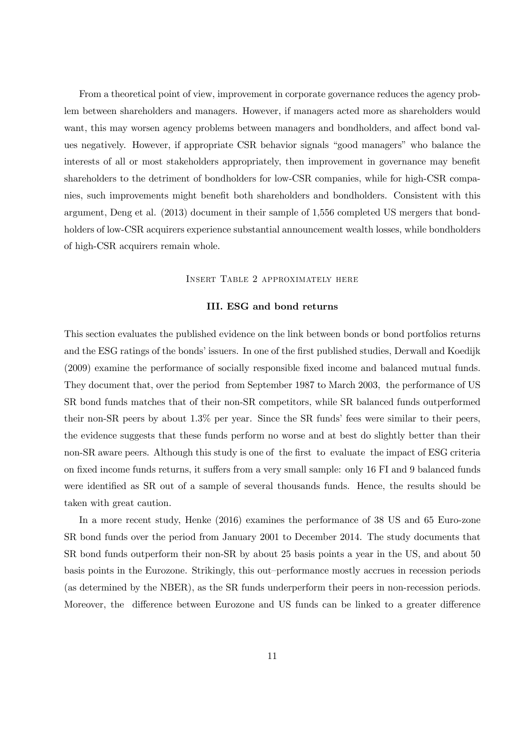From a theoretical point of view, improvement in corporate governance reduces the agency problem between shareholders and managers. However, if managers acted more as shareholders would want, this may worsen agency problems between managers and bondholders, and affect bond values negatively. However, if appropriate CSR behavior signals "good managers" who balance the interests of all or most stakeholders appropriately, then improvement in governance may benefit shareholders to the detriment of bondholders for low-CSR companies, while for high-CSR companies, such improvements might benefit both shareholders and bondholders. Consistent with this argument, Deng et al. (2013) document in their sample of 1,556 completed US mergers that bondholders of low-CSR acquirers experience substantial announcement wealth losses, while bondholders of high-CSR acquirers remain whole.

Insert Table 2 approximately here

### III. ESG and bond returns

This section evaluates the published evidence on the link between bonds or bond portfolios returns and the ESG ratings of the bonds' issuers. In one of the first published studies, Derwall and Koedijk (2009) examine the performance of socially responsible fixed income and balanced mutual funds. They document that, over the period from September 1987 to March 2003, the performance of US SR bond funds matches that of their non-SR competitors, while SR balanced funds outperformed their non-SR peers by about 1.3% per year. Since the SR funds' fees were similar to their peers, the evidence suggests that these funds perform no worse and at best do slightly better than their non-SR aware peers. Although this study is one of the first to evaluate the impact of ESG criteria on fixed income funds returns, it suffers from a very small sample: only 16 FI and 9 balanced funds were identified as SR out of a sample of several thousands funds. Hence, the results should be taken with great caution.

In a more recent study, Henke (2016) examines the performance of 38 US and 65 Euro-zone SR bond funds over the period from January 2001 to December 2014. The study documents that SR bond funds outperform their non-SR by about 25 basis points a year in the US, and about 50 basis points in the Eurozone. Strikingly, this out–performance mostly accrues in recession periods (as determined by the NBER), as the SR funds underperform their peers in non-recession periods. Moreover, the difference between Eurozone and US funds can be linked to a greater difference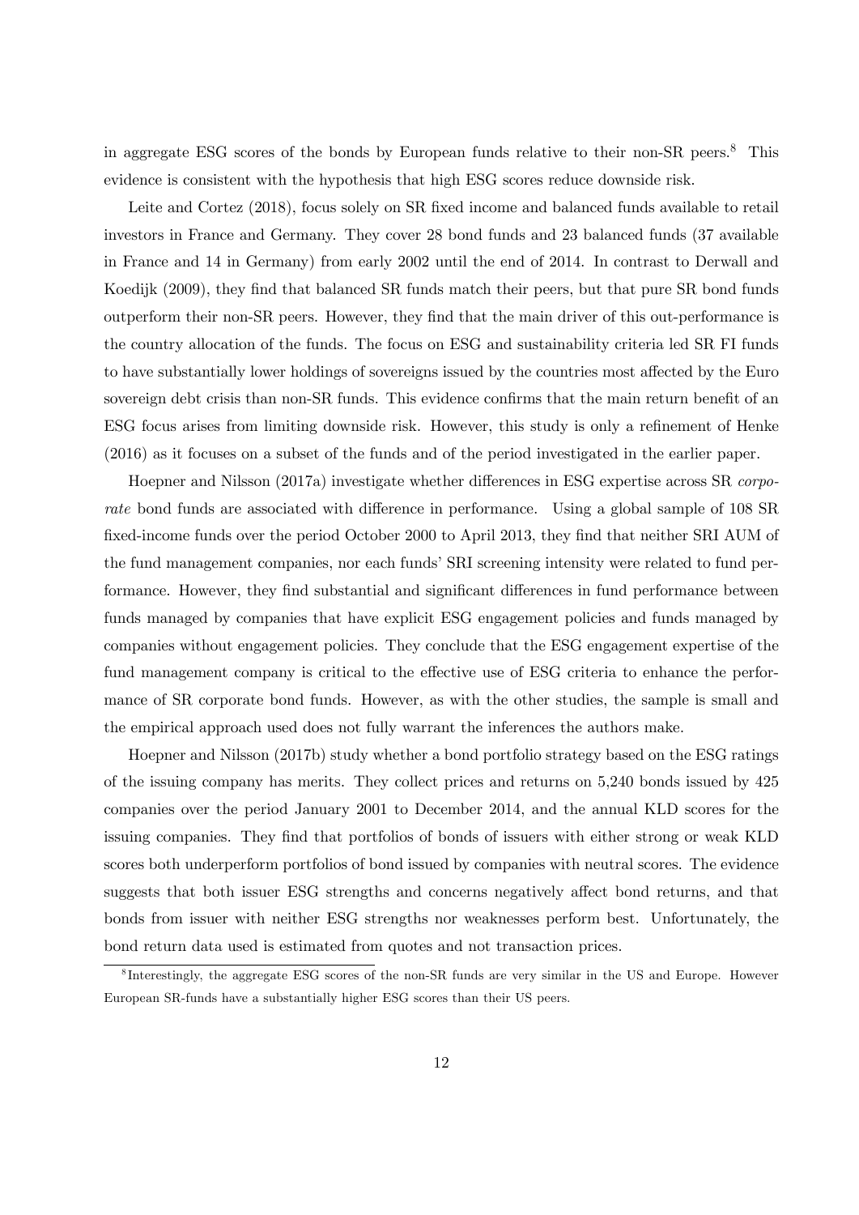in aggregate ESG scores of the bonds by European funds relative to their non-SR peers.[8] This evidence is consistent with the hypothesis that high ESG scores reduce downside risk.

Leite and Cortez (2018), focus solely on SR fixed income and balanced funds available to retail investors in France and Germany. They cover 28 bond funds and 23 balanced funds (37 available in France and 14 in Germany) from early 2002 until the end of 2014. In contrast to Derwall and Koedijk (2009), they find that balanced SR funds match their peers, but that pure SR bond funds outperform their non-SR peers. However, they find that the main driver of this out-performance is the country allocation of the funds. The focus on ESG and sustainability criteria led SR FI funds to have substantially lower holdings of sovereigns issued by the countries most affected by the Euro sovereign debt crisis than non-SR funds. This evidence confirms that the main return benefit of an ESG focus arises from limiting downside risk. However, this study is only a refinement of Henke (2016) as it focuses on a subset of the funds and of the period investigated in the earlier paper.

Hoepner and Nilsson (2017a) investigate whether differences in ESG expertise across SR *corporate* bond funds are associated with difference in performance. Using a global sample of 108 SR fixed-income funds over the period October 2000 to April 2013, they find that neither SRI AUM of the fund management companies, nor each funds' SRI screening intensity were related to fund performance. However, they find substantial and significant differences in fund performance between funds managed by companies that have explicit ESG engagement policies and funds managed by companies without engagement policies. They conclude that the ESG engagement expertise of the fund management company is critical to the effective use of ESG criteria to enhance the performance of SR corporate bond funds. However, as with the other studies, the sample is small and the empirical approach used does not fully warrant the inferences the authors make.

Hoepner and Nilsson (2017b) study whether a bond portfolio strategy based on the ESG ratings of the issuing company has merits. They collect prices and returns on 5,240 bonds issued by 425 companies over the period January 2001 to December 2014, and the annual KLD scores for the issuing companies. They find that portfolios of bonds of issuers with either strong or weak KLD scores both underperform portfolios of bond issued by companies with neutral scores. The evidence suggests that both issuer ESG strengths and concerns negatively affect bond returns, and that bonds from issuer with neither ESG strengths nor weaknesses perform best. Unfortunately, the bond return data used is estimated from quotes and not transaction prices.

[8] Interestingly, the aggregate ESG scores of the non-SR funds are very similar in the US and Europe. However European SR-funds have a substantially higher ESG scores than their US peers.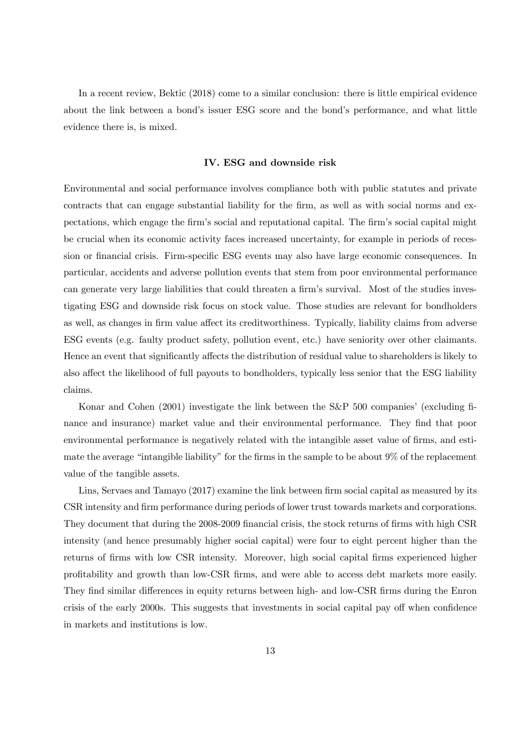In a recent review, Bektic (2018) come to a similar conclusion: there is little empirical evidence about the link between a bond's issuer ESG score and the bond's performance, and what little evidence there is, is mixed.

## IV. ESG and downside risk

Environmental and social performance involves compliance both with public statutes and private contracts that can engage substantial liability for the firm, as well as with social norms and expectations, which engage the firm's social and reputational capital. The firm's social capital might be crucial when its economic activity faces increased uncertainty, for example in periods of recession or financial crisis. Firm-specific ESG events may also have large economic consequences. In particular, accidents and adverse pollution events that stem from poor environmental performance can generate very large liabilities that could threaten a firm's survival. Most of the studies investigating ESG and downside risk focus on stock value. Those studies are relevant for bondholders as well, as changes in firm value affect its creditworthiness. Typically, liability claims from adverse ESG events (e.g. faulty product safety, pollution event, etc.) have seniority over other claimants. Hence an event that significantly affects the distribution of residual value to shareholders is likely to also affect the likelihood of full payouts to bondholders, typically less senior that the ESG liability claims.

Konar and Cohen (2001) investigate the link between the S&P 500 companies' (excluding finance and insurance) market value and their environmental performance. They find that poor environmental performance is negatively related with the intangible asset value of firms, and estimate the average "intangible liability" for the firms in the sample to be about 9% of the replacement value of the tangible assets.

Lins, Servaes and Tamayo (2017) examine the link between firm social capital as measured by its CSR intensity and firm performance during periods of lower trust towards markets and corporations. They document that during the 2008-2009 financial crisis, the stock returns of firms with high CSR intensity (and hence presumably higher social capital) were four to eight percent higher than the returns of firms with low CSR intensity. Moreover, high social capital firms experienced higher profitability and growth than low-CSR firms, and were able to access debt markets more easily. They find similar differences in equity returns between high- and low-CSR firms during the Enron crisis of the early 2000s. This suggests that investments in social capital pay off when confidence in markets and institutions is low.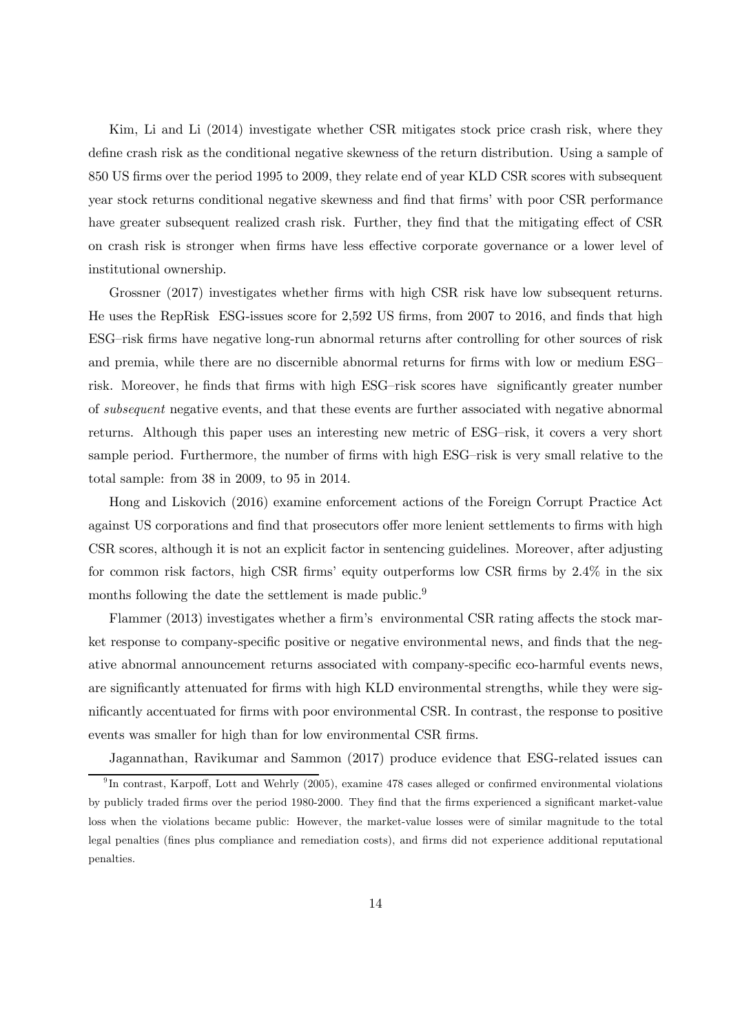Kim, Li and Li (2014) investigate whether CSR mitigates stock price crash risk, where they define crash risk as the conditional negative skewness of the return distribution. Using a sample of 850 US firms over the period 1995 to 2009, they relate end of year KLD CSR scores with subsequent year stock returns conditional negative skewness and find that firms' with poor CSR performance have greater subsequent realized crash risk. Further, they find that the mitigating effect of CSR on crash risk is stronger when firms have less effective corporate governance or a lower level of institutional ownership.

Grossner (2017) investigates whether firms with high CSR risk have low subsequent returns. He uses the RepRisk ESG-issues score for 2,592 US firms, from 2007 to 2016, and finds that high ESG–risk firms have negative long-run abnormal returns after controlling for other sources of risk and premia, while there are no discernible abnormal returns for firms with low or medium ESG–risk. Moreover, he finds that firms with high ESG–risk scores have significantly greater number of *subsequent* negative events, and that these events are further associated with negative abnormal returns. Although this paper uses an interesting new metric of ESG–risk, it covers a very short sample period. Furthermore, the number of firms with high ESG–risk is very small relative to the total sample: from 38 in 2009, to 95 in 2014.

Hong and Liskovich (2016) examine enforcement actions of the Foreign Corrupt Practice Act against US corporations and find that prosecutors offer more lenient settlements to firms with high CSR scores, although it is not an explicit factor in sentencing guidelines. Moreover, after adjusting for common risk factors, high CSR firms' equity outperforms low CSR firms by 2.4% in the six months following the date the settlement is made public.[9]

Flammer (2013) investigates whether a firm's environmental CSR rating affects the stock market response to company-specific positive or negative environmental news, and finds that the negative abnormal announcement returns associated with company-specific eco-harmful events news, are significantly attenuated for firms with high KLD environmental strengths, while they were significantly accentuated for firms with poor environmental CSR. In contrast, the response to positive events was smaller for high than for low environmental CSR firms.

Jagannathan, Ravikumar and Sammon (2017) produce evidence that ESG-related issues can

[9] In contrast, Karpoff, Lott and Wehrly (2005), examine 478 cases alleged or confirmed environmental violations by publicly traded firms over the period 1980-2000. They find that the firms experienced a significant market-value loss when the violations became public: However, the market-value losses were of similar magnitude to the total legal penalties (fines plus compliance and remediation costs), and firms did not experience additional reputational penalties.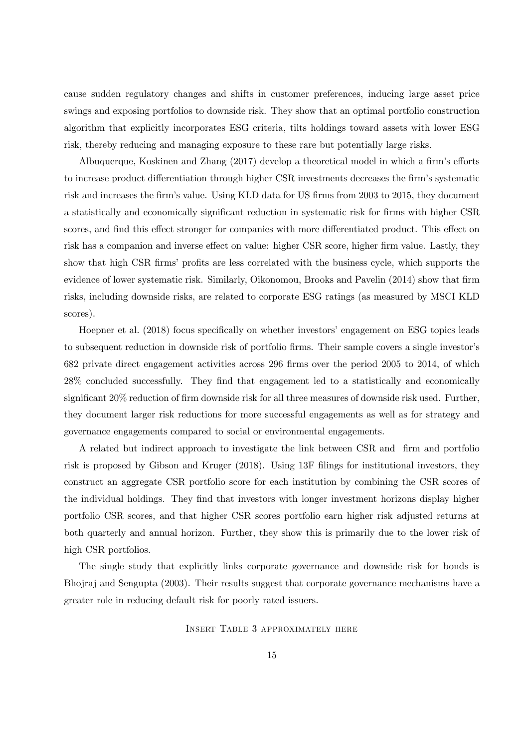cause sudden regulatory changes and shifts in customer preferences, inducing large asset price swings and exposing portfolios to downside risk. They show that an optimal portfolio construction algorithm that explicitly incorporates ESG criteria, tilts holdings toward assets with lower ESG risk, thereby reducing and managing exposure to these rare but potentially large risks.

Albuquerque, Koskinen and Zhang (2017) develop a theoretical model in which a firm's efforts to increase product differentiation through higher CSR investments decreases the firm's systematic risk and increases the firm's value. Using KLD data for US firms from 2003 to 2015, they document a statistically and economically significant reduction in systematic risk for firms with higher CSR scores, and find this effect stronger for companies with more differentiated product. This effect on risk has a companion and inverse effect on value: higher CSR score, higher firm value. Lastly, they show that high CSR firms' profits are less correlated with the business cycle, which supports the evidence of lower systematic risk. Similarly, Oikonomou, Brooks and Pavelin (2014) show that firm risks, including downside risks, are related to corporate ESG ratings (as measured by MSCI KLD scores).

Hoepner et al. (2018) focus specifically on whether investors' engagement on ESG topics leads to subsequent reduction in downside risk of portfolio firms. Their sample covers a single investor's 682 private direct engagement activities across 296 firms over the period 2005 to 2014, of which 28% concluded successfully. They find that engagement led to a statistically and economically significant 20% reduction of firm downside risk for all three measures of downside risk used. Further, they document larger risk reductions for more successful engagements as well as for strategy and governance engagements compared to social or environmental engagements.

A related but indirect approach to investigate the link between CSR and firm and portfolio risk is proposed by Gibson and Kruger (2018). Using 13F filings for institutional investors, they construct an aggregate CSR portfolio score for each institution by combining the CSR scores of the individual holdings. They find that investors with longer investment horizons display higher portfolio CSR scores, and that higher CSR scores portfolio earn higher risk adjusted returns at both quarterly and annual horizon. Further, they show this is primarily due to the lower risk of high CSR portfolios.

The single study that explicitly links corporate governance and downside risk for bonds is Bhojraj and Sengupta (2003). Their results suggest that corporate governance mechanisms have a greater role in reducing default risk for poorly rated issuers.

Insert Table 3 approximately here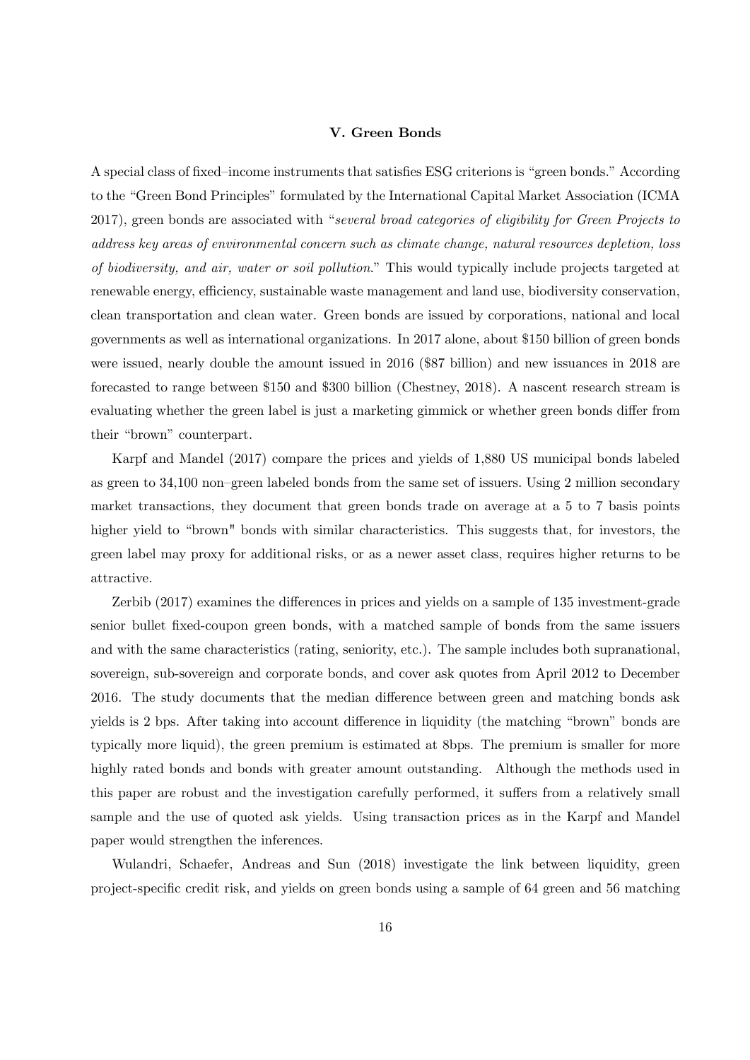## V. Green Bonds

A special class of fixed–income instruments that satisfies ESG criterions is "green bonds." According to the "Green Bond Principles" formulated by the International Capital Market Association (ICMA 2017), green bonds are associated with "*several broad categories of eligibility for Green Projects to address key areas of environmental concern such as climate change, natural resources depletion, loss of biodiversity, and air, water or soil pollution*." This would typically include projects targeted at renewable energy, efficiency, sustainable waste management and land use, biodiversity conservation, clean transportation and clean water. Green bonds are issued by corporations, national and local governments as well as international organizations. In 2017 alone, about $150 billion of green bonds were issued, nearly double the amount issued in 2016 ($87 billion) and new issuances in 2018 are forecasted to range between $150 and $300 billion (Chestney, 2018). A nascent research stream is evaluating whether the green label is just a marketing gimmick or whether green bonds differ from their "brown" counterpart.

Karpf and Mandel (2017) compare the prices and yields of 1,880 US municipal bonds labeled as green to 34,100 non–green labeled bonds from the same set of issuers. Using 2 million secondary market transactions, they document that green bonds trade on average at a 5 to 7 basis points higher yield to "brown" bonds with similar characteristics. This suggests that, for investors, the green label may proxy for additional risks, or as a newer asset class, requires higher returns to be attractive.

Zerbib (2017) examines the differences in prices and yields on a sample of 135 investment-grade senior bullet fixed-coupon green bonds, with a matched sample of bonds from the same issuers and with the same characteristics (rating, seniority, etc.). The sample includes both supranational, sovereign, sub-sovereign and corporate bonds, and cover ask quotes from April 2012 to December 2016. The study documents that the median difference between green and matching bonds ask yields is 2 bps. After taking into account difference in liquidity (the matching "brown" bonds are typically more liquid), the green premium is estimated at 8bps. The premium is smaller for more highly rated bonds and bonds with greater amount outstanding. Although the methods used in this paper are robust and the investigation carefully performed, it suffers from a relatively small sample and the use of quoted ask yields. Using transaction prices as in the Karpf and Mandel paper would strengthen the inferences.

Wulandri, Schaefer, Andreas and Sun (2018) investigate the link between liquidity, green project-specific credit risk, and yields on green bonds using a sample of 64 green and 56 matching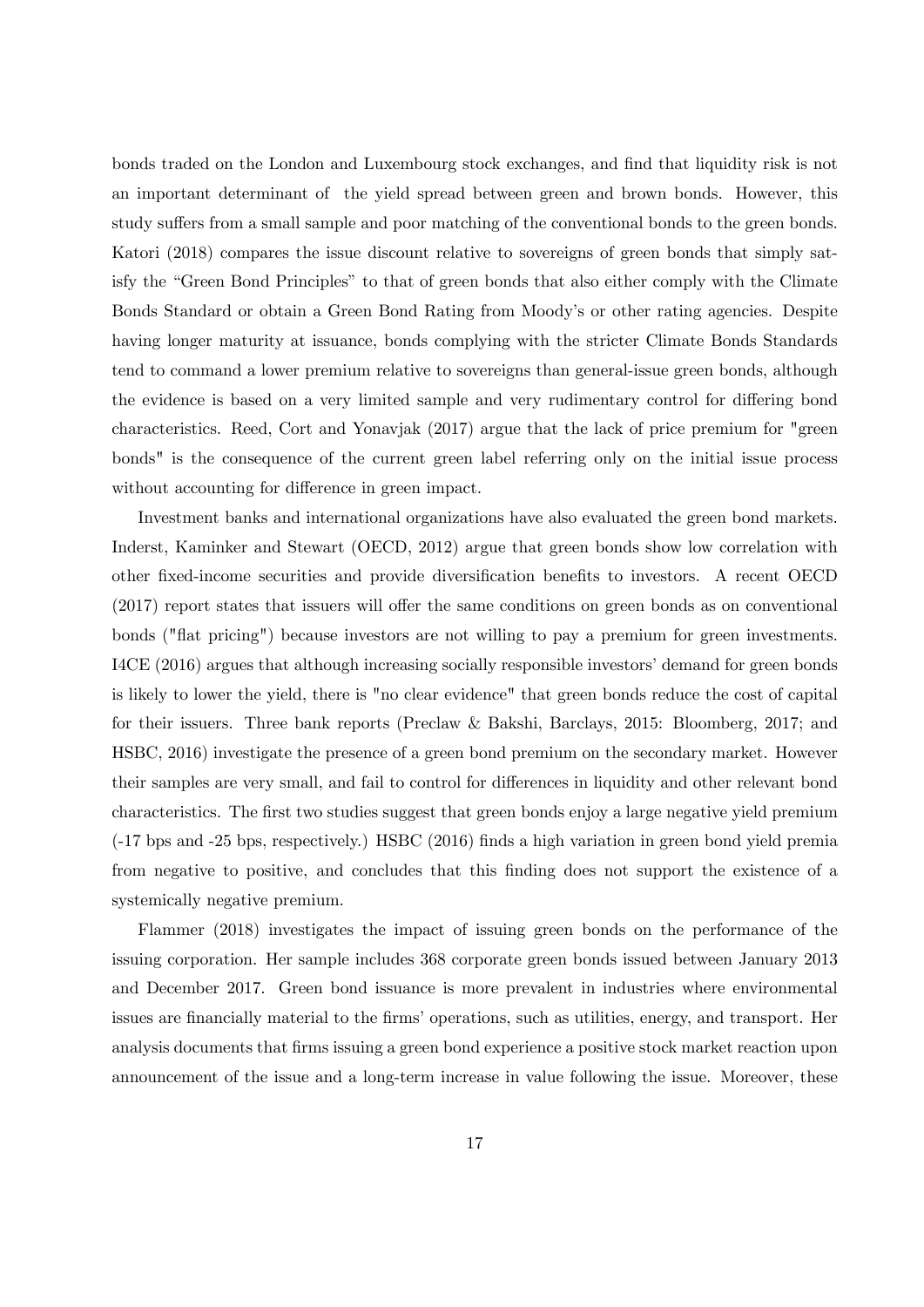bonds traded on the London and Luxembourg stock exchanges, and find that liquidity risk is not an important determinant of the yield spread between green and brown bonds. However, this study suffers from a small sample and poor matching of the conventional bonds to the green bonds. Katori (2018) compares the issue discount relative to sovereigns of green bonds that simply satisfy the "Green Bond Principles" to that of green bonds that also either comply with the Climate Bonds Standard or obtain a Green Bond Rating from Moody's or other rating agencies. Despite having longer maturity at issuance, bonds complying with the stricter Climate Bonds Standards tend to command a lower premium relative to sovereigns than general-issue green bonds, although the evidence is based on a very limited sample and very rudimentary control for differing bond characteristics. Reed, Cort and Yonavjak (2017) argue that the lack of price premium for "green bonds" is the consequence of the current green label referring only on the initial issue process without accounting for difference in green impact.

Investment banks and international organizations have also evaluated the green bond markets. Inderst, Kaminker and Stewart (OECD, 2012) argue that green bonds show low correlation with other fixed-income securities and provide diversification benefits to investors. A recent OECD (2017) report states that issuers will offer the same conditions on green bonds as on conventional bonds ("flat pricing") because investors are not willing to pay a premium for green investments. I4CE (2016) argues that although increasing socially responsible investors' demand for green bonds is likely to lower the yield, there is "no clear evidence" that green bonds reduce the cost of capital for their issuers. Three bank reports (Preclaw & Bakshi, Barclays, 2015: Bloomberg, 2017; and HSBC, 2016) investigate the presence of a green bond premium on the secondary market. However their samples are very small, and fail to control for differences in liquidity and other relevant bond characteristics. The first two studies suggest that green bonds enjoy a large negative yield premium (-17 bps and -25 bps, respectively.) HSBC (2016) finds a high variation in green bond yield premia from negative to positive, and concludes that this finding does not support the existence of a systemically negative premium.

Flammer (2018) investigates the impact of issuing green bonds on the performance of the issuing corporation. Her sample includes 368 corporate green bonds issued between January 2013 and December 2017. Green bond issuance is more prevalent in industries where environmental issues are financially material to the firms' operations, such as utilities, energy, and transport. Her analysis documents that firms issuing a green bond experience a positive stock market reaction upon announcement of the issue and a long-term increase in value following the issue. Moreover, these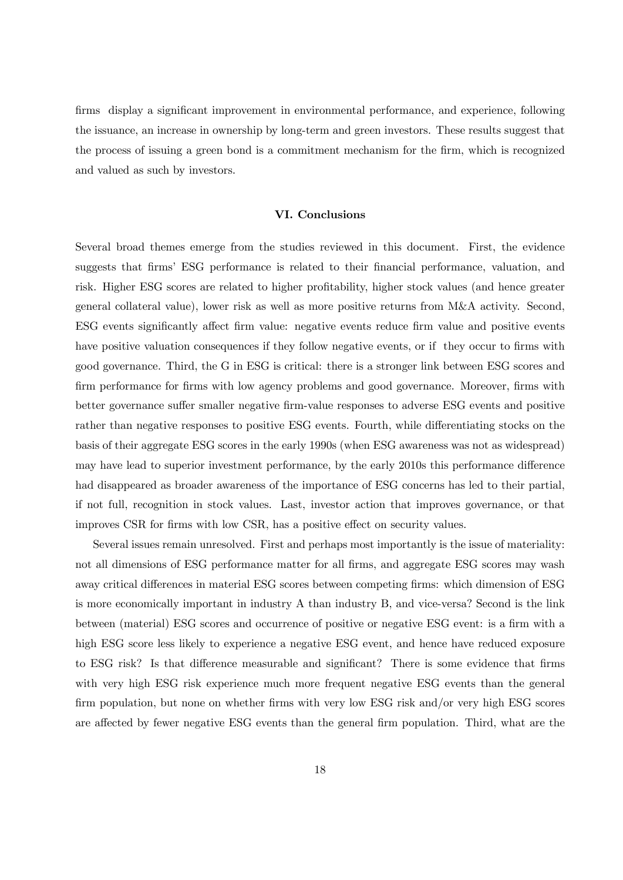firms display a significant improvement in environmental performance, and experience, following the issuance, an increase in ownership by long-term and green investors. These results suggest that the process of issuing a green bond is a commitment mechanism for the firm, which is recognized and valued as such by investors.

## VI. Conclusions

Several broad themes emerge from the studies reviewed in this document. First, the evidence suggests that firms' ESG performance is related to their financial performance, valuation, and risk. Higher ESG scores are related to higher profitability, higher stock values (and hence greater general collateral value), lower risk as well as more positive returns from M&A activity. Second, ESG events significantly affect firm value: negative events reduce firm value and positive events have positive valuation consequences if they follow negative events, or if they occur to firms with good governance. Third, the G in ESG is critical: there is a stronger link between ESG scores and firm performance for firms with low agency problems and good governance. Moreover, firms with better governance suffer smaller negative firm-value responses to adverse ESG events and positive rather than negative responses to positive ESG events. Fourth, while differentiating stocks on the basis of their aggregate ESG scores in the early 1990s (when ESG awareness was not as widespread) may have lead to superior investment performance, by the early 2010s this performance difference had disappeared as broader awareness of the importance of ESG concerns has led to their partial, if not full, recognition in stock values. Last, investor action that improves governance, or that improves CSR for firms with low CSR, has a positive effect on security values.

Several issues remain unresolved. First and perhaps most importantly is the issue of materiality: not all dimensions of ESG performance matter for all firms, and aggregate ESG scores may wash away critical differences in material ESG scores between competing firms: which dimension of ESG is more economically important in industry A than industry B, and vice-versa? Second is the link between (material) ESG scores and occurrence of positive or negative ESG event: is a firm with a high ESG score less likely to experience a negative ESG event, and hence have reduced exposure to ESG risk? Is that difference measurable and significant? There is some evidence that firms with very high ESG risk experience much more frequent negative ESG events than the general firm population, but none on whether firms with very low ESG risk and/or very high ESG scores are affected by fewer negative ESG events than the general firm population. Third, what are the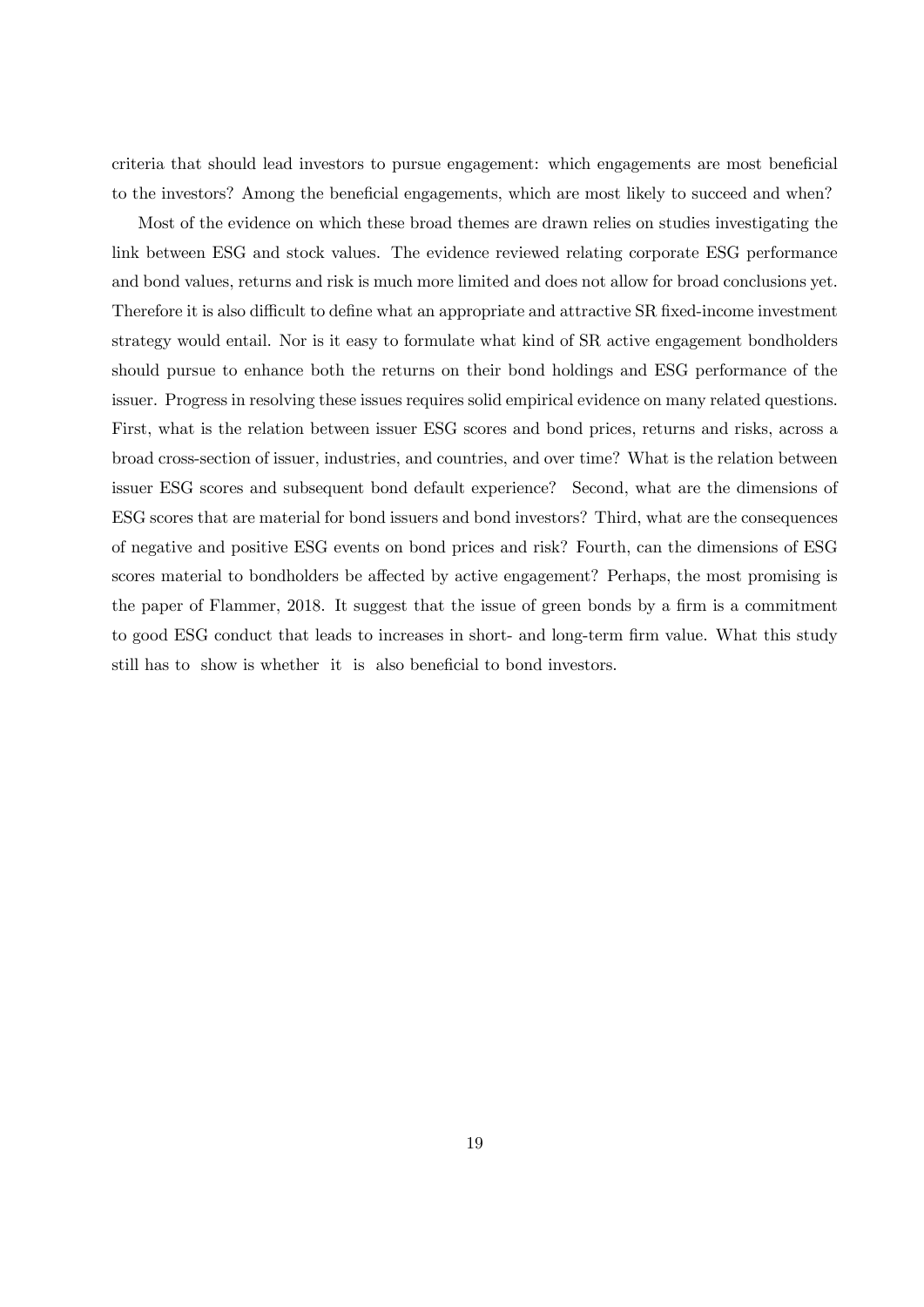criteria that should lead investors to pursue engagement: which engagements are most beneficial to the investors? Among the beneficial engagements, which are most likely to succeed and when?

Most of the evidence on which these broad themes are drawn relies on studies investigating the link between ESG and stock values. The evidence reviewed relating corporate ESG performance and bond values, returns and risk is much more limited and does not allow for broad conclusions yet. Therefore it is also difficult to define what an appropriate and attractive SR fixed-income investment strategy would entail. Nor is it easy to formulate what kind of SR active engagement bondholders should pursue to enhance both the returns on their bond holdings and ESG performance of the issuer. Progress in resolving these issues requires solid empirical evidence on many related questions. First, what is the relation between issuer ESG scores and bond prices, returns and risks, across a broad cross-section of issuer, industries, and countries, and over time? What is the relation between issuer ESG scores and subsequent bond default experience? Second, what are the dimensions of ESG scores that are material for bond issuers and bond investors? Third, what are the consequences of negative and positive ESG events on bond prices and risk? Fourth, can the dimensions of ESG scores material to bondholders be affected by active engagement? Perhaps, the most promising is the paper of Flammer, 2018. It suggest that the issue of green bonds by a firm is a commitment to good ESG conduct that leads to increases in short- and long-term firm value. What this study still has to show is whether it is also beneficial to bond investors.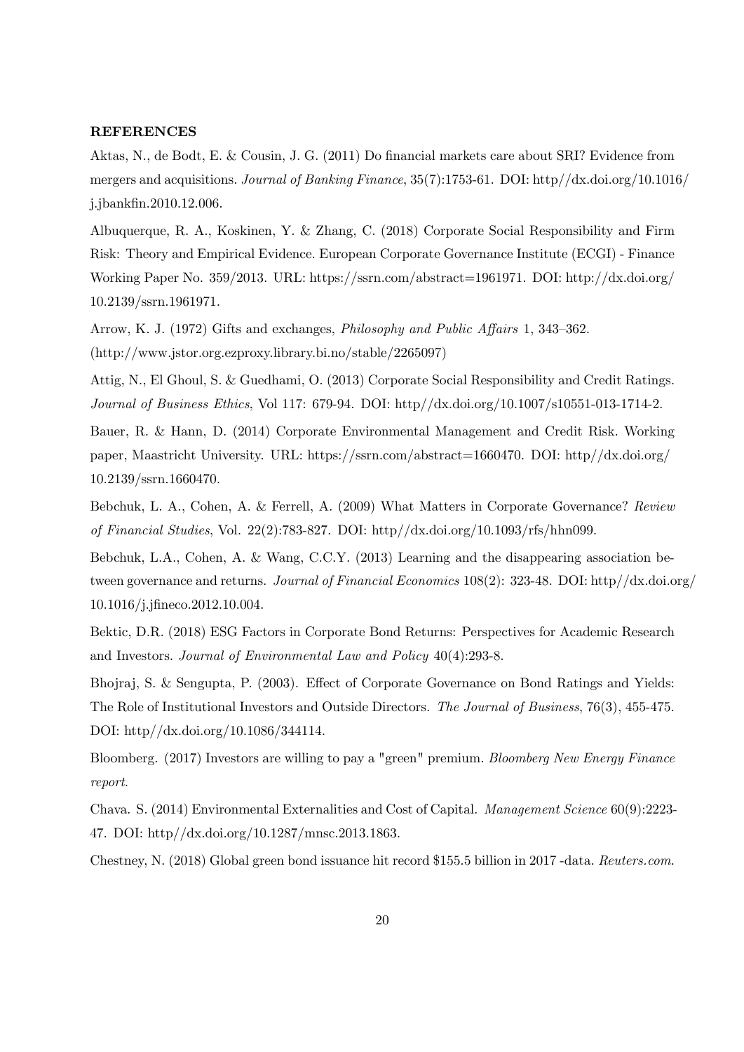**REFERENCES**

Aktas, N., de Bodt, E. & Cousin, J. G. (2011) Do financial markets care about SRI? Evidence from mergers and acquisitions. *Journal of Banking Finance*, 35(7):1753-61. DOI: http//dx.doi.org/10.1016/j.jbankfin.2010.12.006.

Albuquerque, R. A., Koskinen, Y. & Zhang, C. (2018) Corporate Social Responsibility and Firm Risk: Theory and Empirical Evidence. European Corporate Governance Institute (ECGI) - Finance Working Paper No. 359/2013. URL: https://ssrn.com/abstract=1961971. DOI: http://dx.doi.org/10.2139/ssrn.1961971.

Arrow, K. J. (1972) Gifts and exchanges, *Philosophy and Public Affairs* 1, 343–362. (http://www.jstor.org.ezproxy.library.bi.no/stable/2265097)

Attig, N., El Ghoul, S. & Guedhami, O. (2013) Corporate Social Responsibility and Credit Ratings. *Journal of Business Ethics*, Vol 117: 679-94. DOI: http//dx.doi.org/10.1007/s10551-013-1714-2.

Bauer, R. & Hann, D. (2014) Corporate Environmental Management and Credit Risk. Working paper, Maastricht University. URL: https://ssrn.com/abstract=1660470. DOI: http//dx.doi.org/10.2139/ssrn.1660470.

Bebchuk, L. A., Cohen, A. & Ferrell, A. (2009) What Matters in Corporate Governance? *Review of Financial Studies*, Vol. 22(2):783-827. DOI: http//dx.doi.org/10.1093/rfs/hhn099.

Bebchuk, L.A., Cohen, A. & Wang, C.C.Y. (2013) Learning and the disappearing association between governance and returns. *Journal of Financial Economics* 108(2): 323-48. DOI: http//dx.doi.org/10.1016/j.jfineco.2012.10.004.

Bektic, D.R. (2018) ESG Factors in Corporate Bond Returns: Perspectives for Academic Research and Investors. *Journal of Environmental Law and Policy* 40(4):293-8.

Bhojraj, S. & Sengupta, P. (2003). Effect of Corporate Governance on Bond Ratings and Yields: The Role of Institutional Investors and Outside Directors. *The Journal of Business*, 76(3), 455-475. DOI: http//dx.doi.org/10.1086/344114.

Bloomberg. (2017) Investors are willing to pay a "green" premium. *Bloomberg New Energy Finance report*.

Chava. S. (2014) Environmental Externalities and Cost of Capital. *Management Science* 60(9):2223-47. DOI: http//dx.doi.org/10.1287/mnsc.2013.1863.

Chestney, N. (2018) Global green bond issuance hit record $155.5 billion in 2017 -data. *Reuters.com*.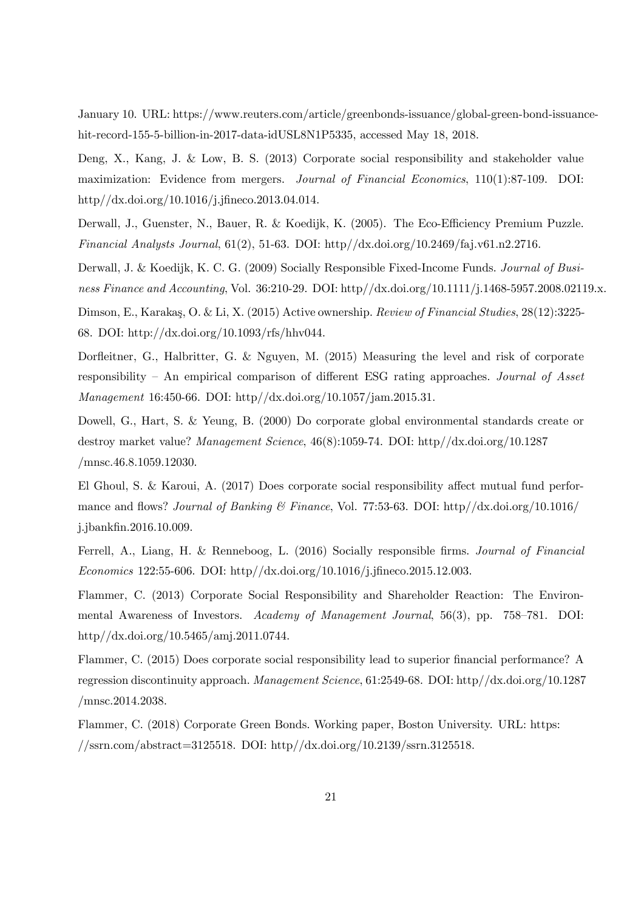January 10. URL: https://www.reuters.com/article/greenbonds-issuance/global-green-bond-issuance-hit-record-155-5-billion-in-2017-data-idUSL8N1P5335, accessed May 18, 2018.

Deng, X., Kang, J. & Low, B. S. (2013) Corporate social responsibility and stakeholder value maximization: Evidence from mergers. *Journal of Financial Economics*, 110(1):87-109. DOI: http//dx.doi.org/10.1016/j.jfineco.2013.04.014.

Derwall, J., Guenster, N., Bauer, R. & Koedijk, K. (2005). The Eco-Efficiency Premium Puzzle. *Financial Analysts Journal*, 61(2), 51-63. DOI: http//dx.doi.org/10.2469/faj.v61.n2.2716.

Derwall, J. & Koedijk, K. C. G. (2009) Socially Responsible Fixed-Income Funds. *Journal of Business Finance and Accounting*, Vol. 36:210-29. DOI: http//dx.doi.org/10.1111/j.1468-5957.2008.02119.x.

Dimson, E., Karakaş, O. & Li, X. (2015) Active ownership. *Review of Financial Studies*, 28(12):3225-68. DOI: http://dx.doi.org/10.1093/rfs/hhv044.

Dorfleitner, G., Halbritter, G. & Nguyen, M. (2015) Measuring the level and risk of corporate responsibility – An empirical comparison of different ESG rating approaches. *Journal of Asset Management* 16:450-66. DOI: http//dx.doi.org/10.1057/jam.2015.31.

Dowell, G., Hart, S. & Yeung, B. (2000) Do corporate global environmental standards create or destroy market value? *Management Science*, 46(8):1059-74. DOI: http//dx.doi.org/10.1287 /mnsc.46.8.1059.12030.

El Ghoul, S. & Karoui, A. (2017) Does corporate social responsibility affect mutual fund performance and flows? *Journal of Banking & Finance*, Vol. 77:53-63. DOI: http//dx.doi.org/10.1016/ j.jbankfin.2016.10.009.

Ferrell, A., Liang, H. & Renneboog, L. (2016) Socially responsible firms. *Journal of Financial Economics* 122:55-606. DOI: http//dx.doi.org/10.1016/j.jfineco.2015.12.003.

Flammer, C. (2013) Corporate Social Responsibility and Shareholder Reaction: The Environmental Awareness of Investors. *Academy of Management Journal*, 56(3), pp. 758–781. DOI: http//dx.doi.org/10.5465/amj.2011.0744.

Flammer, C. (2015) Does corporate social responsibility lead to superior financial performance? A regression discontinuity approach. *Management Science*, 61:2549-68. DOI: http//dx.doi.org/10.1287 /mnsc.2014.2038.

Flammer, C. (2018) Corporate Green Bonds. Working paper, Boston University. URL: https: //ssrn.com/abstract=3125518. DOI: http//dx.doi.org/10.2139/ssrn.3125518.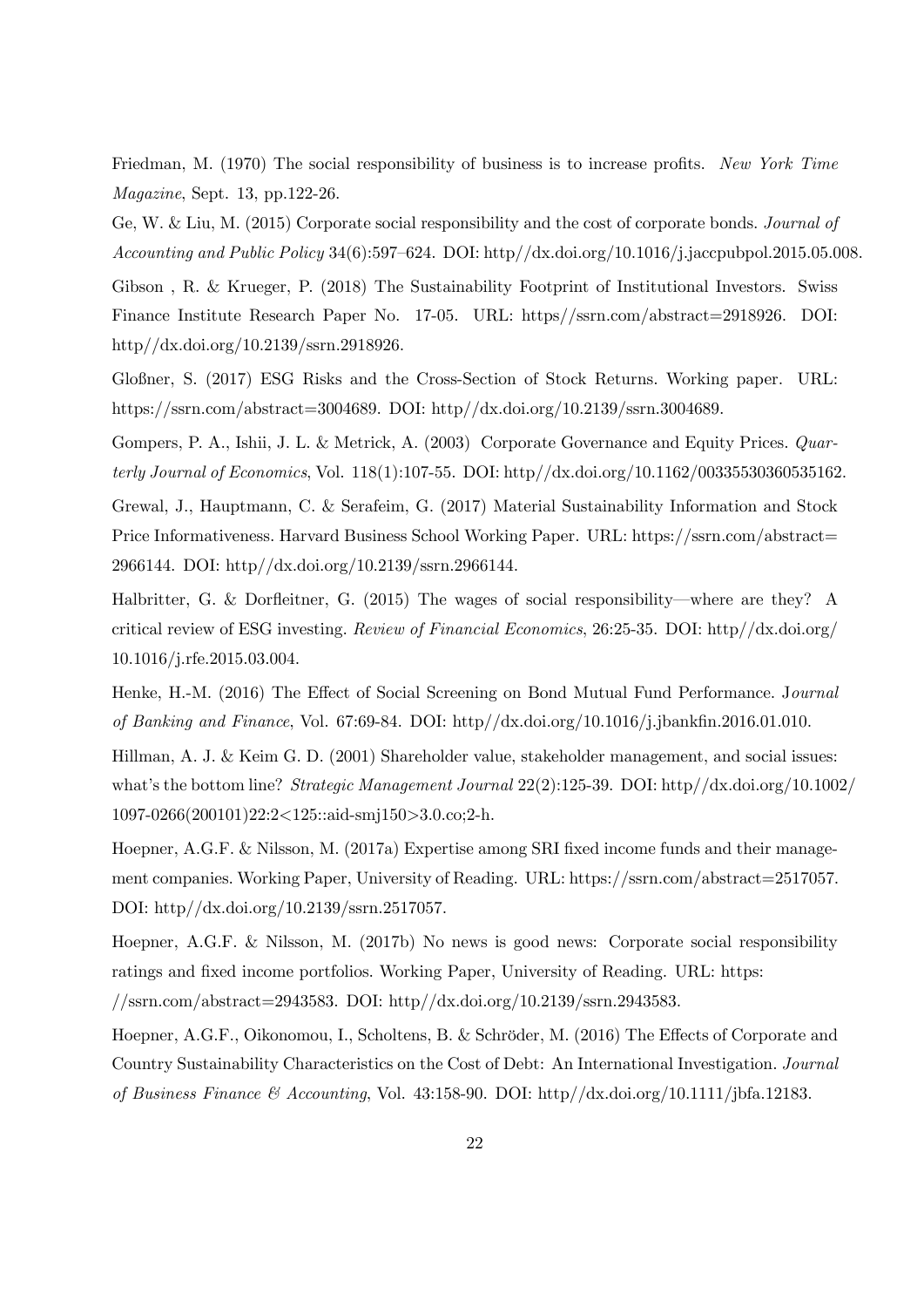Friedman, M. (1970) The social responsibility of business is to increase profits. *New York Time Magazine*, Sept. 13, pp.122-26.

Ge, W. & Liu, M. (2015) Corporate social responsibility and the cost of corporate bonds. *Journal of Accounting and Public Policy* 34(6):597–624. DOI: http//dx.doi.org/10.1016/j.jaccpubpol.2015.05.008.

Gibson , R. & Krueger, P. (2018) The Sustainability Footprint of Institutional Investors. Swiss Finance Institute Research Paper No. 17-05. URL: https//ssrn.com/abstract=2918926. DOI: http//dx.doi.org/10.2139/ssrn.2918926.

Gloßner, S. (2017) ESG Risks and the Cross-Section of Stock Returns. Working paper. URL: https://ssrn.com/abstract=3004689. DOI: http//dx.doi.org/10.2139/ssrn.3004689.

Gompers, P. A., Ishii, J. L. & Metrick, A. (2003) Corporate Governance and Equity Prices. *Quarterly Journal of Economics*, Vol. 118(1):107-55. DOI: http//dx.doi.org/10.1162/00335530360535162.

Grewal, J., Hauptmann, C. & Serafeim, G. (2017) Material Sustainability Information and Stock Price Informativeness. Harvard Business School Working Paper. URL: https://ssrn.com/abstract=2966144. DOI: http//dx.doi.org/10.2139/ssrn.2966144.

Halbritter, G. & Dorfleitner, G. (2015) The wages of social responsibility—where are they? A critical review of ESG investing. *Review of Financial Economics*, 26:25-35. DOI: http//dx.doi.org/10.1016/j.rfe.2015.03.004.

Henke, H.-M. (2016) The Effect of Social Screening on Bond Mutual Fund Performance. *Journal of Banking and Finance*, Vol. 67:69-84. DOI: http//dx.doi.org/10.1016/j.jbankfin.2016.01.010.

Hillman, A. J. & Keim G. D. (2001) Shareholder value, stakeholder management, and social issues: what's the bottom line? *Strategic Management Journal* 22(2):125-39. DOI: http//dx.doi.org/10.1002/1097-0266(200101)22:2<125::aid-smj150>3.0.co;2-h.

Hoepner, A.G.F. & Nilsson, M. (2017a) Expertise among SRI fixed income funds and their management companies. Working Paper, University of Reading. URL: https://ssrn.com/abstract=2517057. DOI: http//dx.doi.org/10.2139/ssrn.2517057.

Hoepner, A.G.F. & Nilsson, M. (2017b) No news is good news: Corporate social responsibility ratings and fixed income portfolios. Working Paper, University of Reading. URL: https://ssrn.com/abstract=2943583. DOI: http//dx.doi.org/10.2139/ssrn.2943583.

Hoepner, A.G.F., Oikonomou, I., Scholtens, B. & Schröder, M. (2016) The Effects of Corporate and Country Sustainability Characteristics on the Cost of Debt: An International Investigation. *Journal of Business Finance & Accounting*, Vol. 43:158-90. DOI: http//dx.doi.org/10.1111/jbfa.12183.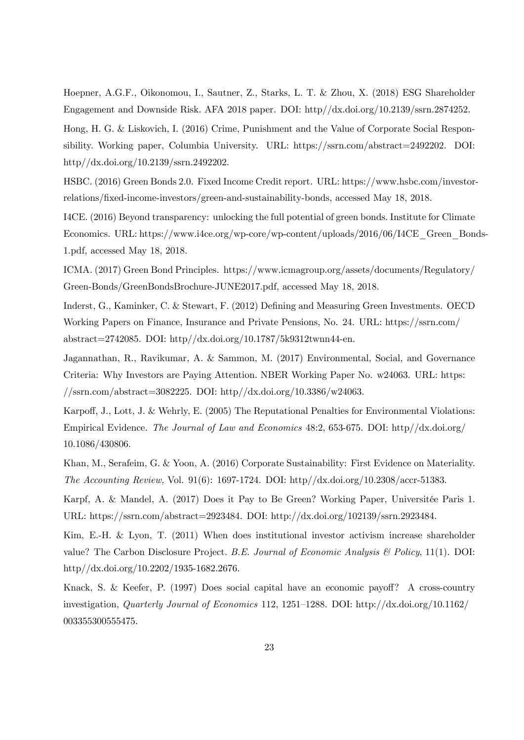Hoepner, A.G.F., Oikonomou, I., Sautner, Z., Starks, L. T. & Zhou, X. (2018) ESG Shareholder Engagement and Downside Risk. AFA 2018 paper. DOI: http//dx.doi.org/10.2139/ssrn.2874252.

Hong, H. G. & Liskovich, I. (2016) Crime, Punishment and the Value of Corporate Social Responsibility. Working paper, Columbia University. URL: https://ssrn.com/abstract=2492202. DOI: http//dx.doi.org/10.2139/ssrn.2492202.

HSBC. (2016) Green Bonds 2.0. Fixed Income Credit report. URL: https://www.hsbc.com/investor-relations/fixed-income-investors/green-and-sustainability-bonds, accessed May 18, 2018.

I4CE. (2016) Beyond transparency: unlocking the full potential of green bonds. Institute for Climate Economics. URL: https://www.i4ce.org/wp-core/wp-content/uploads/2016/06/I4CE_Green_Bonds-1.pdf, accessed May 18, 2018.

ICMA. (2017) Green Bond Principles. https://www.icmagroup.org/assets/documents/Regulatory/Green-Bonds/GreenBondsBrochure-JUNE2017.pdf, accessed May 18, 2018.

Inderst, G., Kaminker, C. & Stewart, F. (2012) Defining and Measuring Green Investments. OECD Working Papers on Finance, Insurance and Private Pensions, No. 24. URL: https://ssrn.com/abstract=2742085. DOI: http//dx.doi.org/10.1787/5k9312twnn44-en.

Jagannathan, R., Ravikumar, A. & Sammon, M. (2017) Environmental, Social, and Governance Criteria: Why Investors are Paying Attention. NBER Working Paper No. w24063. URL: https://ssrn.com/abstract=3082225. DOI: http//dx.doi.org/10.3386/w24063.

Karpoff, J., Lott, J. & Wehrly, E. (2005) The Reputational Penalties for Environmental Violations: Empirical Evidence. *The Journal of Law and Economics* 48:2, 653-675. DOI: http//dx.doi.org/10.1086/430806.

Khan, M., Serafeim, G. & Yoon, A. (2016) Corporate Sustainability: First Evidence on Materiality. *The Accounting Review,* Vol. 91(6): 1697-1724. DOI: http//dx.doi.org/10.2308/accr-51383.

Karpf, A. & Mandel, A. (2017) Does it Pay to Be Green? Working Paper, Universitée Paris 1. URL: https://ssrn.com/abstract=2923484. DOI: http://dx.doi.org/102139/ssrn.2923484.

Kim, E.-H. & Lyon, T. (2011) When does institutional investor activism increase shareholder value? The Carbon Disclosure Project. *B.E. Journal of Economic Analysis & Policy*, 11(1). DOI: http//dx.doi.org/10.2202/1935-1682.2676.

Knack, S. & Keefer, P. (1997) Does social capital have an economic payoff? A cross-country investigation, *Quarterly Journal of Economics* 112, 1251–1288. DOI: http://dx.doi.org/10.1162/003355300555475.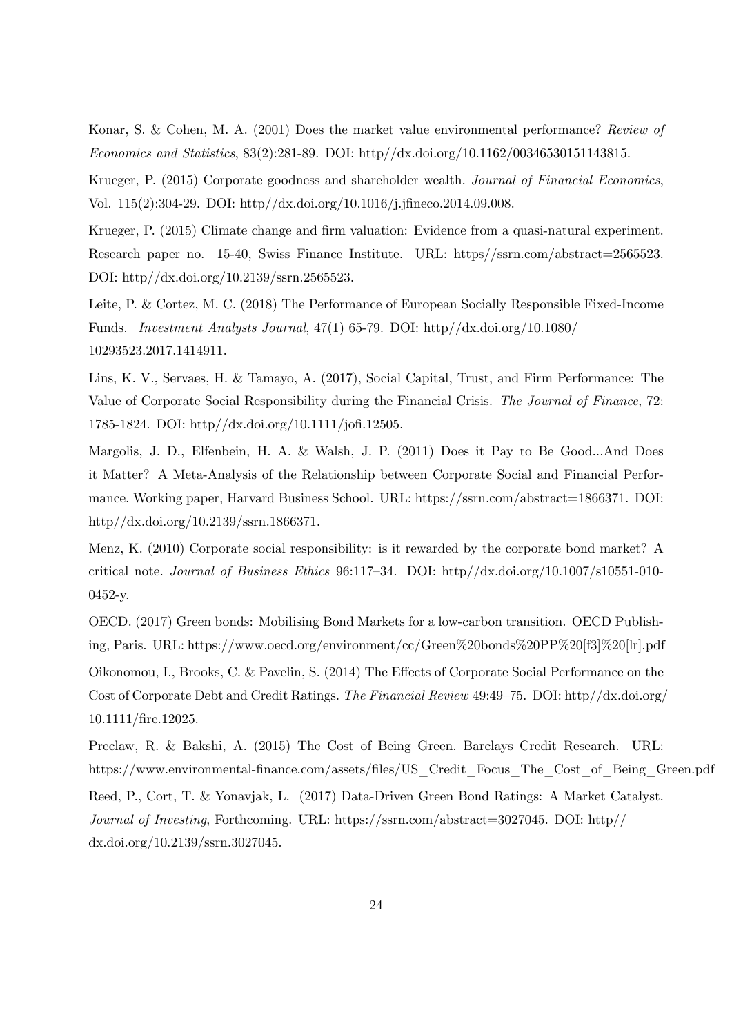Konar, S. & Cohen, M. A. (2001) Does the market value environmental performance? *Review of Economics and Statistics*, 83(2):281-89. DOI: http//dx.doi.org/10.1162/00346530151143815.

Krueger, P. (2015) Corporate goodness and shareholder wealth. *Journal of Financial Economics*, Vol. 115(2):304-29. DOI: http//dx.doi.org/10.1016/j.jfineco.2014.09.008.

Krueger, P. (2015) Climate change and firm valuation: Evidence from a quasi-natural experiment. Research paper no. 15-40, Swiss Finance Institute. URL: https//ssrn.com/abstract=2565523. DOI: http//dx.doi.org/10.2139/ssrn.2565523.

Leite, P. & Cortez, M. C. (2018) The Performance of European Socially Responsible Fixed-Income Funds. *Investment Analysts Journal*, 47(1) 65-79. DOI: http//dx.doi.org/10.1080/10293523.2017.1414911.

Lins, K. V., Servaes, H. & Tamayo, A. (2017), Social Capital, Trust, and Firm Performance: The Value of Corporate Social Responsibility during the Financial Crisis. *The Journal of Finance*, 72: 1785-1824. DOI: http//dx.doi.org/10.1111/jofi.12505.

Margolis, J. D., Elfenbein, H. A. & Walsh, J. P. (2011) Does it Pay to Be Good...And Does it Matter? A Meta-Analysis of the Relationship between Corporate Social and Financial Performance. Working paper, Harvard Business School. URL: https://ssrn.com/abstract=1866371. DOI: http//dx.doi.org/10.2139/ssrn.1866371.

Menz, K. (2010) Corporate social responsibility: is it rewarded by the corporate bond market? A critical note. *Journal of Business Ethics* 96:117–34. DOI: http//dx.doi.org/10.1007/s10551-010-0452-y.

OECD. (2017) Green bonds: Mobilising Bond Markets for a low-carbon transition. OECD Publishing, Paris. URL: https://www.oecd.org/environment/cc/Green%20bonds%20PP%20[f3]%20[lr].pdf

Oikonomou, I., Brooks, C. & Pavelin, S. (2014) The Effects of Corporate Social Performance on the Cost of Corporate Debt and Credit Ratings. *The Financial Review* 49:49–75. DOI: http//dx.doi.org/10.1111/fire.12025.

Preclaw, R. & Bakshi, A. (2015) The Cost of Being Green. Barclays Credit Research. URL: https://www.environmental-finance.com/assets/files/US_Credit_Focus_The_Cost_of_Being_Green.pdf

Reed, P., Cort, T. & Yonavjak, L. (2017) Data-Driven Green Bond Ratings: A Market Catalyst. *Journal of Investing*, Forthcoming. URL: https://ssrn.com/abstract=3027045. DOI: http//dx.doi.org/10.2139/ssrn.3027045.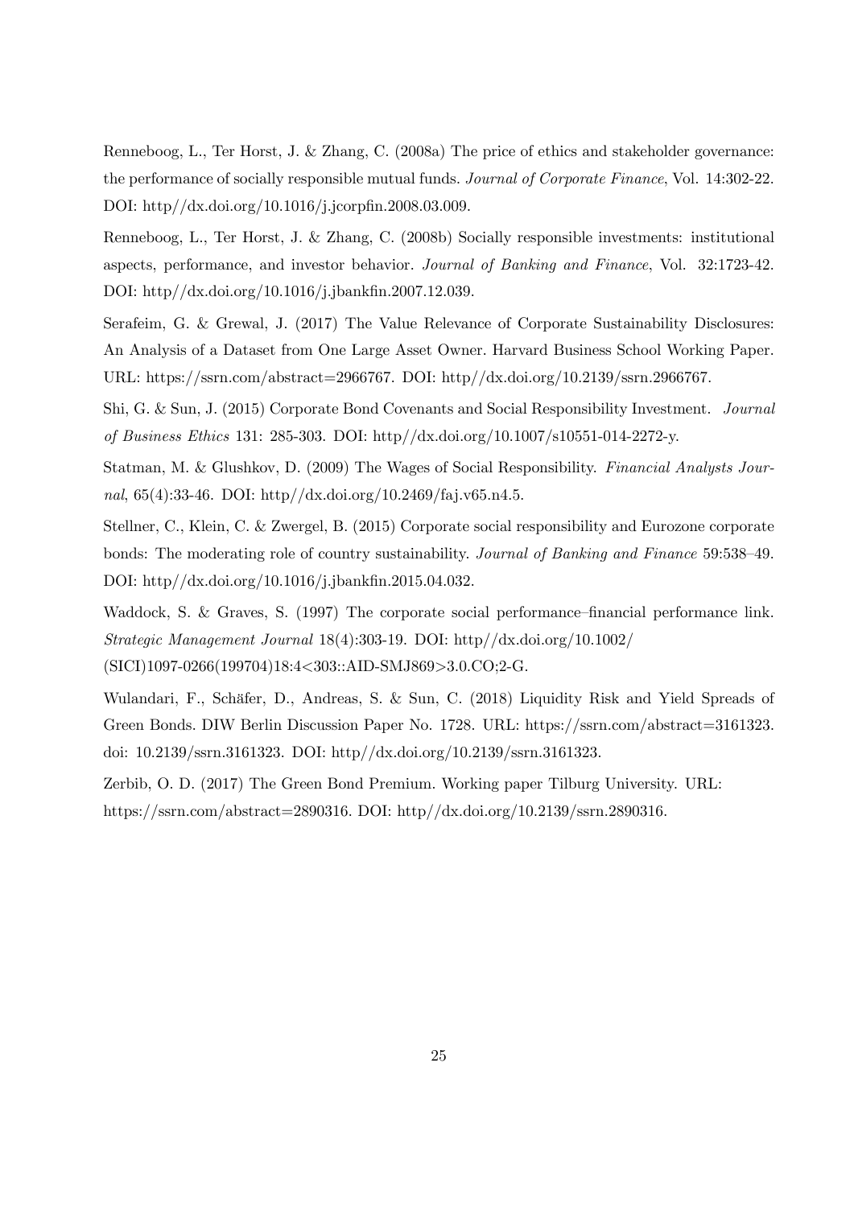Renneboog, L., Ter Horst, J. & Zhang, C. (2008a) The price of ethics and stakeholder governance: the performance of socially responsible mutual funds. *Journal of Corporate Finance*, Vol. 14:302-22. DOI: http//dx.doi.org/10.1016/j.jcorpfin.2008.03.009.

Renneboog, L., Ter Horst, J. & Zhang, C. (2008b) Socially responsible investments: institutional aspects, performance, and investor behavior. *Journal of Banking and Finance*, Vol. 32:1723-42. DOI: http//dx.doi.org/10.1016/j.jbankfin.2007.12.039.

Serafeim, G. & Grewal, J. (2017) The Value Relevance of Corporate Sustainability Disclosures: An Analysis of a Dataset from One Large Asset Owner. Harvard Business School Working Paper. URL: https://ssrn.com/abstract=2966767. DOI: http//dx.doi.org/10.2139/ssrn.2966767.

Shi, G. & Sun, J. (2015) Corporate Bond Covenants and Social Responsibility Investment. *Journal of Business Ethics* 131: 285-303. DOI: http//dx.doi.org/10.1007/s10551-014-2272-y.

Statman, M. & Glushkov, D. (2009) The Wages of Social Responsibility. *Financial Analysts Journal*, 65(4):33-46. DOI: http//dx.doi.org/10.2469/faj.v65.n4.5.

Stellner, C., Klein, C. & Zwergel, B. (2015) Corporate social responsibility and Eurozone corporate bonds: The moderating role of country sustainability. *Journal of Banking and Finance* 59:538–49. DOI: http//dx.doi.org/10.1016/j.jbankfin.2015.04.032.

Waddock, S. & Graves, S. (1997) The corporate social performance–financial performance link. *Strategic Management Journal* 18(4):303-19. DOI: http//dx.doi.org/10.1002/(SICI)1097-0266(199704)18:4<303::AID-SMJ869>3.0.CO;2-G.

Wulandari, F., Schäfer, D., Andreas, S. & Sun, C. (2018) Liquidity Risk and Yield Spreads of Green Bonds. DIW Berlin Discussion Paper No. 1728. URL: https://ssrn.com/abstract=3161323. doi: 10.2139/ssrn.3161323. DOI: http//dx.doi.org/10.2139/ssrn.3161323.

Zerbib, O. D. (2017) The Green Bond Premium. Working paper Tilburg University. URL: https://ssrn.com/abstract=2890316. DOI: http//dx.doi.org/10.2139/ssrn.2890316.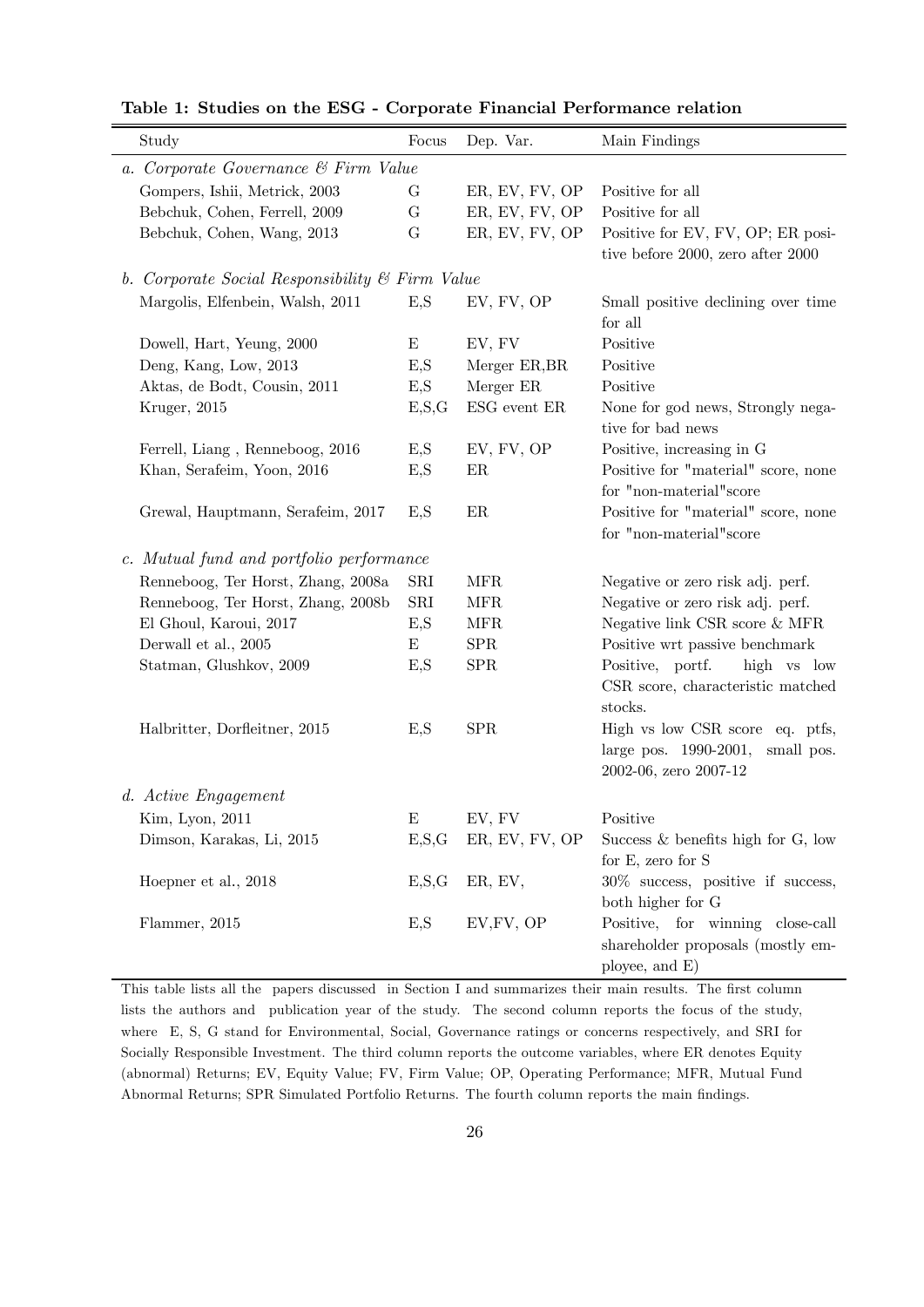**Table 1: Studies on the ESG - Corporate Financial Performance relation**

| Study | Focus | Dep. Var. | Main Findings |
|---|---|---|---|
| *a. Corporate Governance & Firm Value* | | | |
| Gompers, Ishii, Metrick, 2003 | G | ER, EV, FV, OP | Positive for all |
| Bebchuk, Cohen, Ferrell, 2009 | G | ER, EV, FV, OP | Positive for all |
| Bebchuk, Cohen, Wang, 2013 | G | ER, EV, FV, OP | Positive for EV, FV, OP; ER positive before 2000, zero after 2000 |
| *b. Corporate Social Responsibility & Firm Value* | | | |
| Margolis, Elfenbein, Walsh, 2011 | E,S | EV, FV, OP | Small positive declining over time for all |
| Dowell, Hart, Yeung, 2000 | E | EV, FV | Positive |
| Deng, Kang, Low, 2013 | E,S | Merger ER,BR | Positive |
| Aktas, de Bodt, Cousin, 2011 | E,S | Merger ER | Positive |
| Kruger, 2015 | E,S,G | ESG event ER | None for god news, Strongly negative for bad news |
| Ferrell, Liang , Renneboog, 2016 | E,S | EV, FV, OP | Positive, increasing in G |
| Khan, Serafeim, Yoon, 2016 | E,S | ER | Positive for "material" score, none for "non-material"score |
| Grewal, Hauptmann, Serafeim, 2017 | E,S | ER | Positive for "material" score, none for "non-material"score |
| *c. Mutual fund and portfolio performance* | | | |
| Renneboog, Ter Horst, Zhang, 2008a | SRI | MFR | Negative or zero risk adj. perf. |
| Renneboog, Ter Horst, Zhang, 2008b | SRI | MFR | Negative or zero risk adj. perf. |
| El Ghoul, Karoui, 2017 | E,S | MFR | Negative link CSR score & MFR |
| Derwall et al., 2005 | E | SPR | Positive wrt passive benchmark |
| Statman, Glushkov, 2009 | E,S | SPR | Positive, portf. high vs low CSR score, characteristic matched stocks. |
| Halbritter, Dorfleitner, 2015 | E,S | SPR | High vs low CSR score eq. ptfs, large pos. 1990-2001, small pos. 2002-06, zero 2007-12 |
| *d. Active Engagement* | | | |
| Kim, Lyon, 2011 | E | EV, FV | Positive |
| Dimson, Karakas, Li, 2015 | E,S,G | ER, EV, FV, OP | Success & benefits high for G, low for E, zero for S |
| Hoepner et al., 2018 | E,S,G | ER, EV, | 30% success, positive if success, both higher for G |
| Flammer, 2015 | E,S | EV,FV, OP | Positive, for winning close-call shareholder proposals (mostly employee, and E) |

This table lists all the papers discussed in Section I and summarizes their main results. The first column lists the authors and publication year of the study. The second column reports the focus of the study, where E, S, G stand for Environmental, Social, Governance ratings or concerns respectively, and SRI for Socially Responsible Investment. The third column reports the outcome variables, where ER denotes Equity (abnormal) Returns; EV, Equity Value; FV, Firm Value; OP, Operating Performance; MFR, Mutual Fund Abnormal Returns; SPR Simulated Portfolio Returns. The fourth column reports the main findings.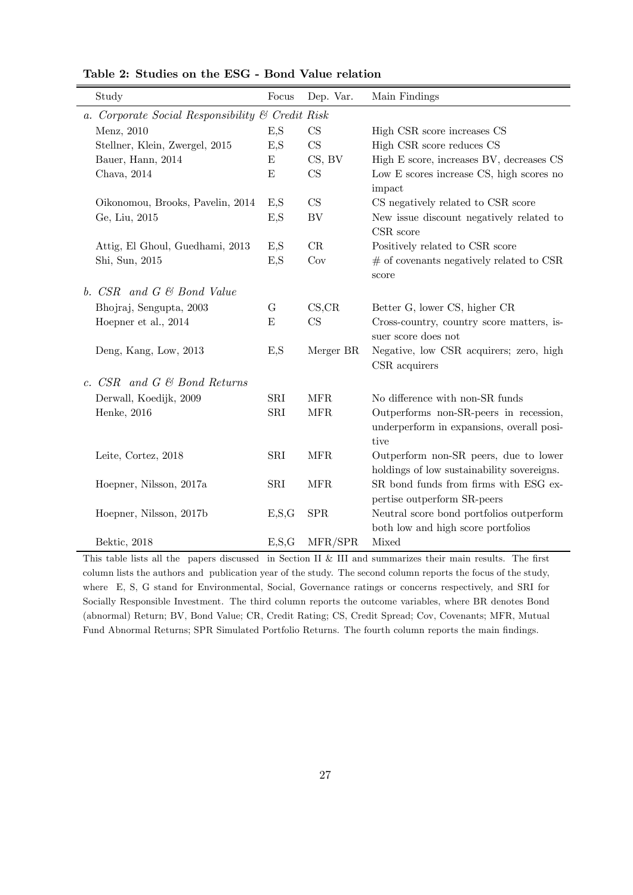**Table 2: Studies on the ESG - Bond Value relation**

| Study | Focus | Dep. Var. | Main Findings |
|---|---|---|---|
| *a. Corporate Social Responsibility & Credit Risk* | | | |
| Menz, 2010 | E,S | CS | High CSR score increases CS |
| Stellner, Klein, Zwergel, 2015 | E,S | CS | High CSR score reduces CS |
| Bauer, Hann, 2014 | E | CS, BV | High E score, increases BV, decreases CS |
| Chava, 2014 | E | CS | Low E scores increase CS, high scores no impact |
| Oikonomou, Brooks, Pavelin, 2014 | E,S | CS | CS negatively related to CSR score |
| Ge, Liu, 2015 | E,S | BV | New issue discount negatively related to CSR score |
| Attig, El Ghoul, Guedhami, 2013 | E,S | CR | Positively related to CSR score |
| Shi, Sun, 2015 | E,S | Cov | # of covenants negatively related to CSR score |
| *b. CSR and G & Bond Value* | | | |
| Bhojraj, Sengupta, 2003 | G | CS,CR | Better G, lower CS, higher CR |
| Hoepner et al., 2014 | E | CS | Cross-country, country score matters, issuer score does not |
| Deng, Kang, Low, 2013 | E,S | Merger BR | Negative, low CSR acquirers; zero, high CSR acquirers |
| *c. CSR and G & Bond Returns* | | | |
| Derwall, Koedijk, 2009 | SRI | MFR | No difference with non-SR funds |
| Henke, 2016 | SRI | MFR | Outperforms non-SR-peers in recession, underperform in expansions, overall positive |
| Leite, Cortez, 2018 | SRI | MFR | Outperform non-SR peers, due to lower holdings of low sustainability sovereigns. |
| Hoepner, Nilsson, 2017a | SRI | MFR | SR bond funds from firms with ESG expertise outperform SR-peers |
| Hoepner, Nilsson, 2017b | E,S,G | SPR | Neutral score bond portfolios outperform both low and high score portfolios |
| Bektic, 2018 | E,S,G | MFR/SPR | Mixed |

This table lists all the papers discussed in Section II & III and summarizes their main results. The first column lists the authors and publication year of the study. The second column reports the focus of the study, where E, S, G stand for Environmental, Social, Governance ratings or concerns respectively, and SRI for Socially Responsible Investment. The third column reports the outcome variables, where BR denotes Bond (abnormal) Return; BV, Bond Value; CR, Credit Rating; CS, Credit Spread; Cov, Covenants; MFR, Mutual Fund Abnormal Returns; SPR Simulated Portfolio Returns. The fourth column reports the main findings.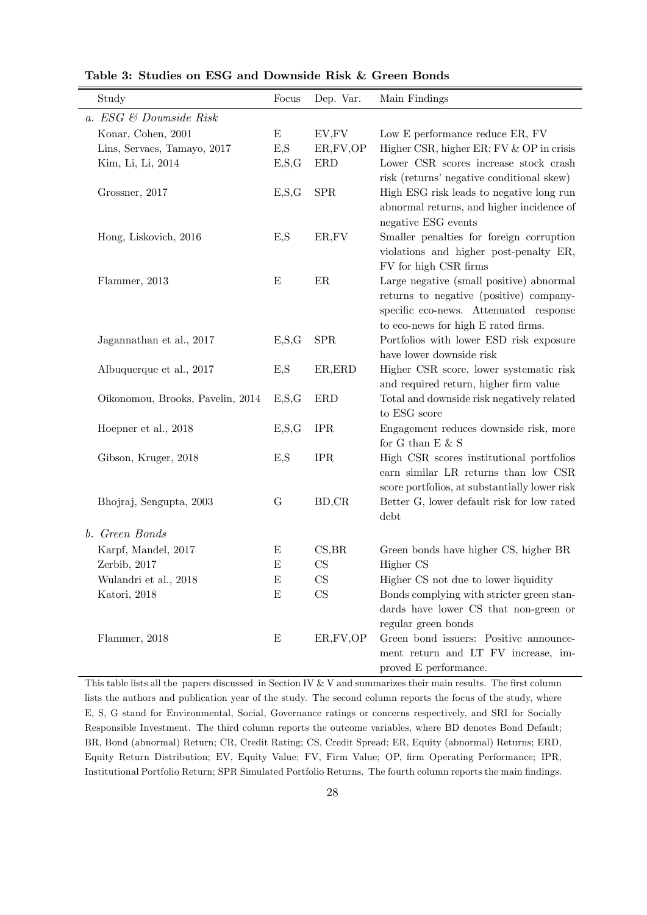**Table 3: Studies on ESG and Downside Risk & Green Bonds**

| Study | Focus | Dep. Var. | Main Findings |
|---|---|---|---|
| *a. ESG & Downside Risk* | | | |
| Konar, Cohen, 2001 | E | EV,FV | Low E performance reduce ER, FV |
| Lins, Servaes, Tamayo, 2017 | E,S | ER,FV,OP | Higher CSR, higher ER; FV & OP in crisis |
| Kim, Li, Li, 2014 | E,S,G | ERD | Lower CSR scores increase stock crash risk (returns' negative conditional skew) |
| Grossner, 2017 | E,S,G | SPR | High ESG risk leads to negative long run abnormal returns, and higher incidence of negative ESG events |
| Hong, Liskovich, 2016 | E,S | ER,FV | Smaller penalties for foreign corruption violations and higher post-penalty ER, FV for high CSR firms |
| Flammer, 2013 | E | ER | Large negative (small positive) abnormal returns to negative (positive) company-specific eco-news. Attenuated response to eco-news for high E rated firms. |
| Jagannathan et al., 2017 | E,S,G | SPR | Portfolios with lower ESD risk exposure have lower downside risk |
| Albuquerque et al., 2017 | E,S | ER,ERD | Higher CSR score, lower systematic risk and required return, higher firm value |
| Oikonomou, Brooks, Pavelin, 2014 | E,S,G | ERD | Total and downside risk negatively related to ESG score |
| Hoepner et al., 2018 | E,S,G | IPR | Engagement reduces downside risk, more for G than E & S |
| Gibson, Kruger, 2018 | E,S | IPR | High CSR scores institutional portfolios earn similar LR returns than low CSR score portfolios, at substantially lower risk |
| Bhojraj, Sengupta, 2003 | G | BD,CR | Better G, lower default risk for low rated debt |
| *b. Green Bonds* | | | |
| Karpf, Mandel, 2017 | E | CS,BR | Green bonds have higher CS, higher BR |
| Zerbib, 2017 | E | CS | Higher CS |
| Wulandri et al., 2018 | E | CS | Higher CS not due to lower liquidity |
| Katori, 2018 | E | CS | Bonds complying with stricter green standards have lower CS that non-green or regular green bonds |
| Flammer, 2018 | E | ER,FV,OP | Green bond issuers: Positive announcement return and LT FV increase, improved E performance. |

This table lists all the papers discussed in Section IV & V and summarizes their main results. The first column lists the authors and publication year of the study. The second column reports the focus of the study, where E, S, G stand for Environmental, Social, Governance ratings or concerns respectively, and SRI for Socially Responsible Investment. The third column reports the outcome variables, where BD denotes Bond Default; BR, Bond (abnormal) Return; CR, Credit Rating; CS, Credit Spread; ER, Equity (abnormal) Returns; ERD, Equity Return Distribution; EV, Equity Value; FV, Firm Value; OP, firm Operating Performance; IPR, Institutional Portfolio Return; SPR Simulated Portfolio Returns. The fourth column reports the main findings.